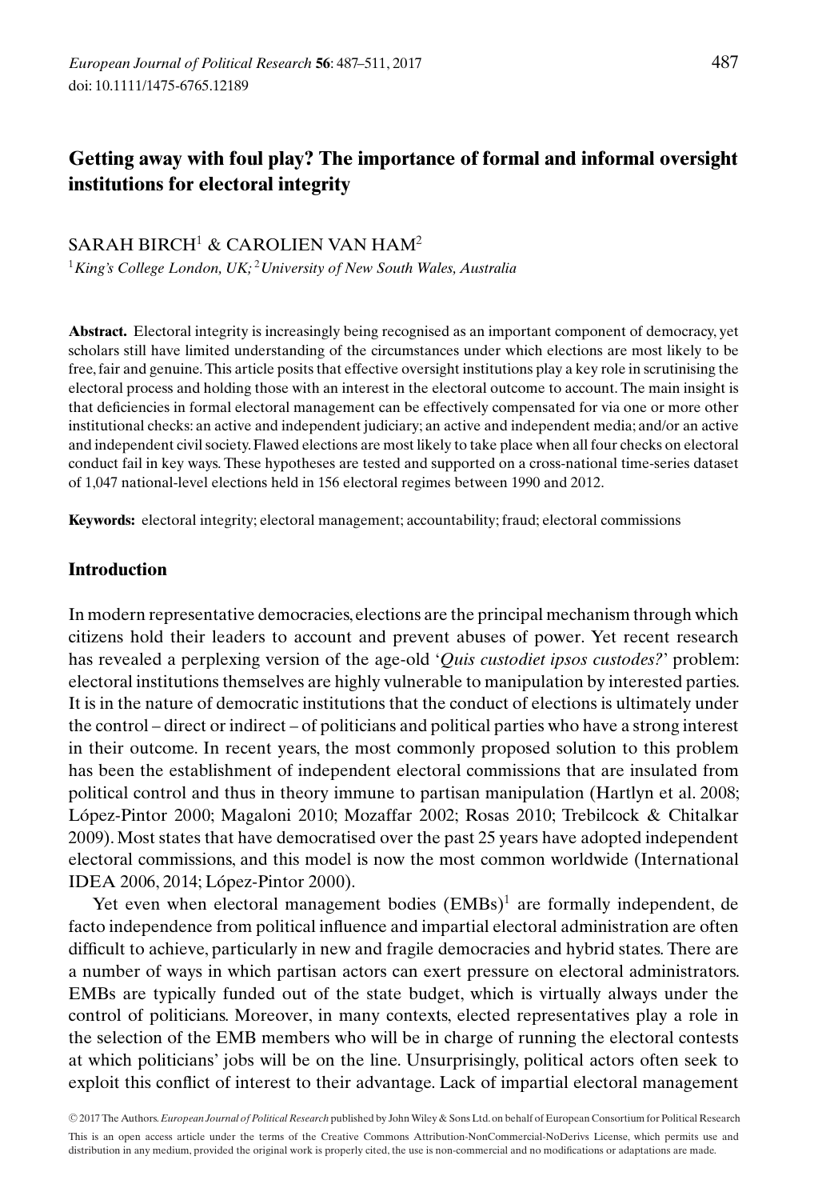# Getting away with foul play? The importance of formal and informal oversight institutions for electoral integrity

SARAH BIRCH[1] & CAROLIEN VAN HAM[2]

[1] *King's College London, UK;* [2] *University of New South Wales, Australia*

**Abstract.** Electoral integrity is increasingly being recognised as an important component of democracy, yet scholars still have limited understanding of the circumstances under which elections are most likely to be free, fair and genuine. This article posits that effective oversight institutions play a key role in scrutinising the electoral process and holding those with an interest in the electoral outcome to account. The main insight is that deficiencies in formal electoral management can be effectively compensated for via one or more other institutional checks: an active and independent judiciary; an active and independent media; and/or an active and independent civil society. Flawed elections are most likely to take place when all four checks on electoral conduct fail in key ways. These hypotheses are tested and supported on a cross-national time-series dataset of 1,047 national-level elections held in 156 electoral regimes between 1990 and 2012.

**Keywords:** electoral integrity; electoral management; accountability; fraud; electoral commissions

## Introduction

In modern representative democracies, elections are the principal mechanism through which citizens hold their leaders to account and prevent abuses of power. Yet recent research has revealed a perplexing version of the age-old '*Quis custodiet ipsos custodes?*' problem: electoral institutions themselves are highly vulnerable to manipulation by interested parties. It is in the nature of democratic institutions that the conduct of elections is ultimately under the control – direct or indirect – of politicians and political parties who have a strong interest in their outcome. In recent years, the most commonly proposed solution to this problem has been the establishment of independent electoral commissions that are insulated from political control and thus in theory immune to partisan manipulation (Hartlyn et al. 2008; López-Pintor 2000; Magaloni 2010; Mozaffar 2002; Rosas 2010; Trebilcock & Chitalkar 2009). Most states that have democratised over the past 25 years have adopted independent electoral commissions, and this model is now the most common worldwide (International IDEA 2006, 2014; López-Pintor 2000).

Yet even when electoral management bodies (EMBs)[1] are formally independent, de facto independence from political influence and impartial electoral administration are often difficult to achieve, particularly in new and fragile democracies and hybrid states. There are a number of ways in which partisan actors can exert pressure on electoral administrators. EMBs are typically funded out of the state budget, which is virtually always under the control of politicians. Moreover, in many contexts, elected representatives play a role in the selection of the EMB members who will be in charge of running the electoral contests at which politicians' jobs will be on the line. Unsurprisingly, political actors often seek to exploit this conflict of interest to their advantage. Lack of impartial electoral management

© 2017 The Authors. *European Journal of Political Research* published by John Wiley & Sons Ltd. on behalf of European Consortium for Political Research

This is an open access article under the terms of the Creative Commons Attribution-NonCommercial-NoDerivs License, which permits use and distribution in any medium, provided the original work is properly cited, the use is non-commercial and no modifications or adaptations are made.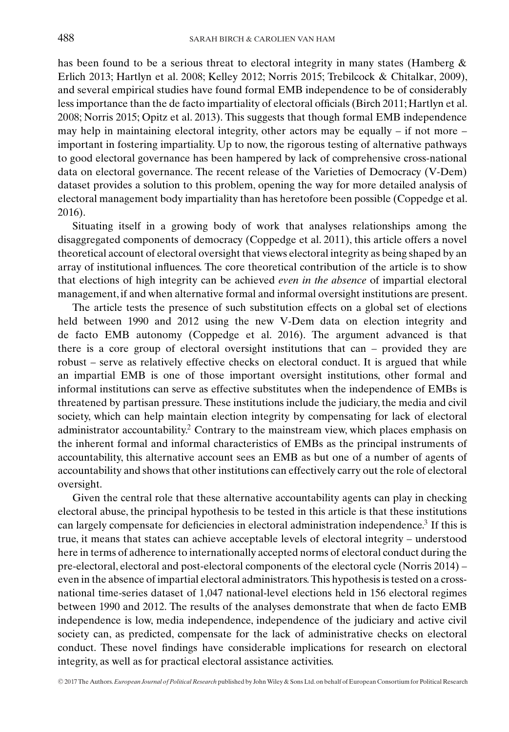has been found to be a serious threat to electoral integrity in many states (Hamberg & Erlich 2013; Hartlyn et al. 2008; Kelley 2012; Norris 2015; Trebilcock & Chitalkar, 2009), and several empirical studies have found formal EMB independence to be of considerably less importance than the de facto impartiality of electoral officials (Birch 2011; Hartlyn et al. 2008; Norris 2015; Opitz et al. 2013). This suggests that though formal EMB independence may help in maintaining electoral integrity, other actors may be equally – if not more – important in fostering impartiality. Up to now, the rigorous testing of alternative pathways to good electoral governance has been hampered by lack of comprehensive cross-national data on electoral governance. The recent release of the Varieties of Democracy (V-Dem) dataset provides a solution to this problem, opening the way for more detailed analysis of electoral management body impartiality than has heretofore been possible (Coppedge et al. 2016).

Situating itself in a growing body of work that analyses relationships among the disaggregated components of democracy (Coppedge et al. 2011), this article offers a novel theoretical account of electoral oversight that views electoral integrity as being shaped by an array of institutional influences. The core theoretical contribution of the article is to show that elections of high integrity can be achieved *even in the absence* of impartial electoral management, if and when alternative formal and informal oversight institutions are present.

The article tests the presence of such substitution effects on a global set of elections held between 1990 and 2012 using the new V-Dem data on election integrity and de facto EMB autonomy (Coppedge et al. 2016). The argument advanced is that there is a core group of electoral oversight institutions that can – provided they are robust – serve as relatively effective checks on electoral conduct. It is argued that while an impartial EMB is one of those important oversight institutions, other formal and informal institutions can serve as effective substitutes when the independence of EMBs is threatened by partisan pressure. These institutions include the judiciary, the media and civil society, which can help maintain election integrity by compensating for lack of electoral administrator accountability.[2] Contrary to the mainstream view, which places emphasis on the inherent formal and informal characteristics of EMBs as the principal instruments of accountability, this alternative account sees an EMB as but one of a number of agents of accountability and shows that other institutions can effectively carry out the role of electoral oversight.

Given the central role that these alternative accountability agents can play in checking electoral abuse, the principal hypothesis to be tested in this article is that these institutions can largely compensate for deficiencies in electoral administration independence.[3] If this is true, it means that states can achieve acceptable levels of electoral integrity – understood here in terms of adherence to internationally accepted norms of electoral conduct during the pre-electoral, electoral and post-electoral components of the electoral cycle (Norris 2014) – even in the absence of impartial electoral administrators. This hypothesis is tested on a cross-national time-series dataset of 1,047 national-level elections held in 156 electoral regimes between 1990 and 2012. The results of the analyses demonstrate that when de facto EMB independence is low, media independence, independence of the judiciary and active civil society can, as predicted, compensate for the lack of administrative checks on electoral conduct. These novel findings have considerable implications for research on electoral integrity, as well as for practical electoral assistance activities.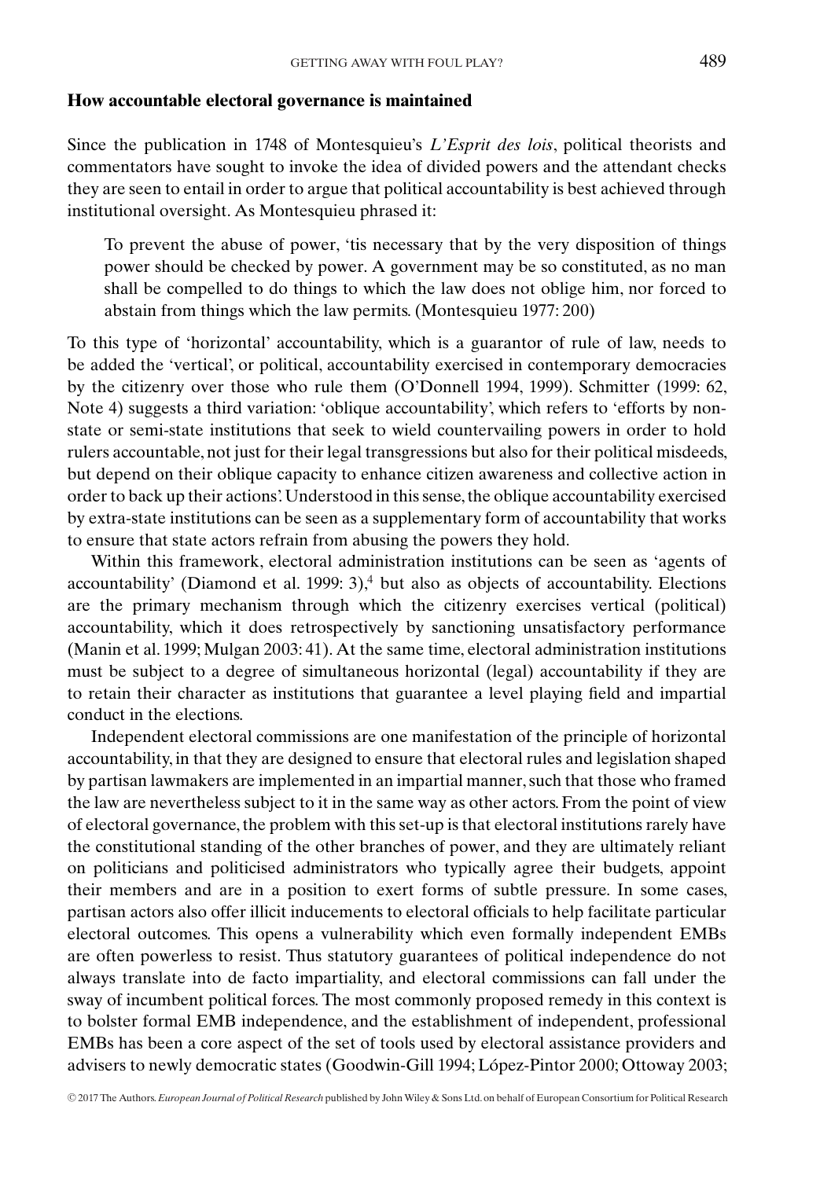## How accountable electoral governance is maintained

Since the publication in 1748 of Montesquieu's *L'Esprit des lois*, political theorists and commentators have sought to invoke the idea of divided powers and the attendant checks they are seen to entail in order to argue that political accountability is best achieved through institutional oversight. As Montesquieu phrased it:

> To prevent the abuse of power, 'tis necessary that by the very disposition of things power should be checked by power. A government may be so constituted, as no man shall be compelled to do things to which the law does not oblige him, nor forced to abstain from things which the law permits. (Montesquieu 1977: 200)

To this type of 'horizontal' accountability, which is a guarantor of rule of law, needs to be added the 'vertical', or political, accountability exercised in contemporary democracies by the citizenry over those who rule them (O'Donnell 1994, 1999). Schmitter (1999: 62, Note 4) suggests a third variation: 'oblique accountability', which refers to 'efforts by non-state or semi-state institutions that seek to wield countervailing powers in order to hold rulers accountable, not just for their legal transgressions but also for their political misdeeds, but depend on their oblique capacity to enhance citizen awareness and collective action in order to back up their actions'. Understood in this sense, the oblique accountability exercised by extra-state institutions can be seen as a supplementary form of accountability that works to ensure that state actors refrain from abusing the powers they hold.

Within this framework, electoral administration institutions can be seen as 'agents of accountability' (Diamond et al. 1999: 3),[4] but also as objects of accountability. Elections are the primary mechanism through which the citizenry exercises vertical (political) accountability, which it does retrospectively by sanctioning unsatisfactory performance (Manin et al. 1999; Mulgan 2003: 41). At the same time, electoral administration institutions must be subject to a degree of simultaneous horizontal (legal) accountability if they are to retain their character as institutions that guarantee a level playing field and impartial conduct in the elections.

Independent electoral commissions are one manifestation of the principle of horizontal accountability, in that they are designed to ensure that electoral rules and legislation shaped by partisan lawmakers are implemented in an impartial manner, such that those who framed the law are nevertheless subject to it in the same way as other actors. From the point of view of electoral governance, the problem with this set-up is that electoral institutions rarely have the constitutional standing of the other branches of power, and they are ultimately reliant on politicians and politicised administrators who typically agree their budgets, appoint their members and are in a position to exert forms of subtle pressure. In some cases, partisan actors also offer illicit inducements to electoral officials to help facilitate particular electoral outcomes. This opens a vulnerability which even formally independent EMBs are often powerless to resist. Thus statutory guarantees of political independence do not always translate into de facto impartiality, and electoral commissions can fall under the sway of incumbent political forces. The most commonly proposed remedy in this context is to bolster formal EMB independence, and the establishment of independent, professional EMBs has been a core aspect of the set of tools used by electoral assistance providers and advisers to newly democratic states (Goodwin-Gill 1994; López-Pintor 2000; Ottoway 2003;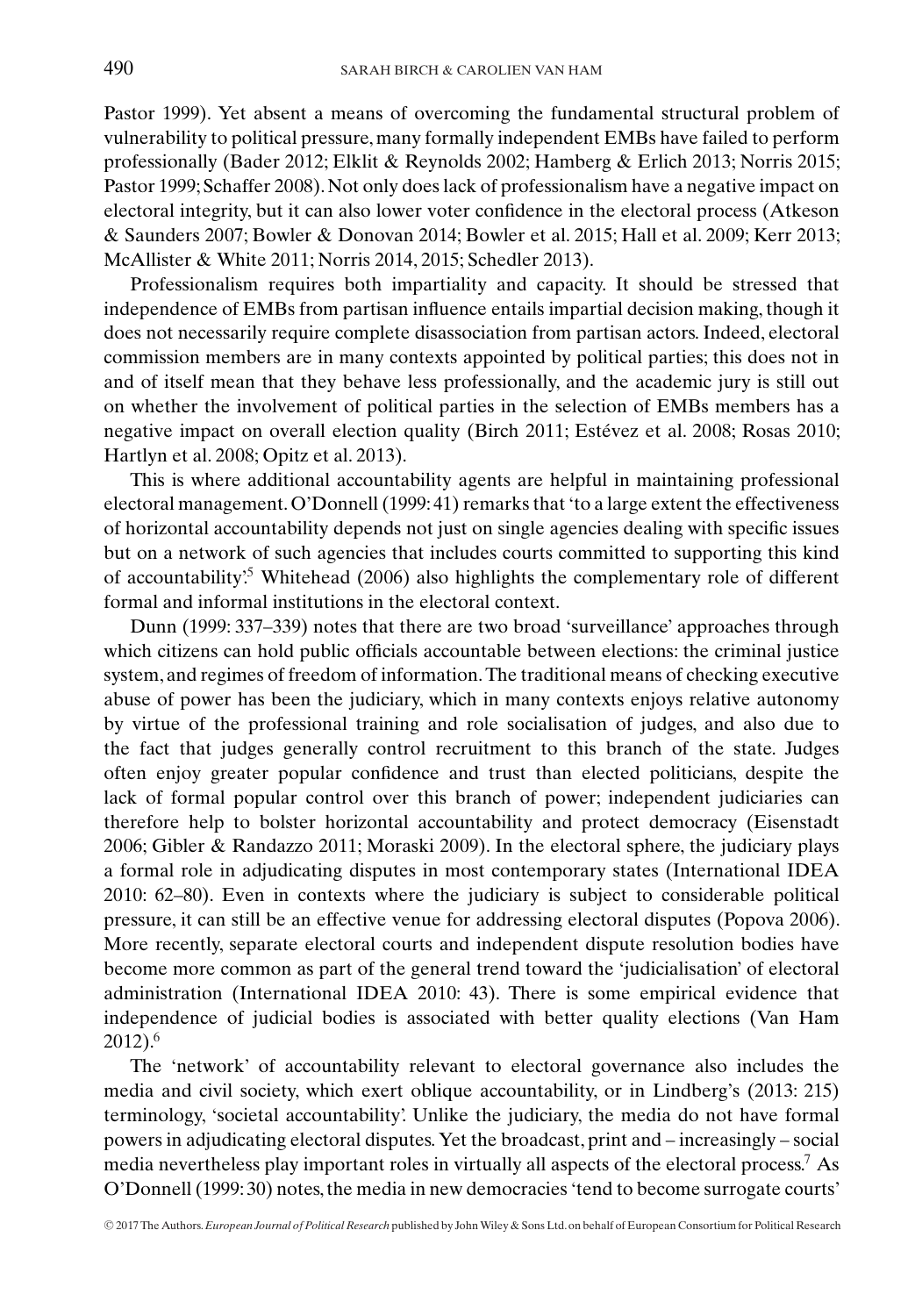Pastor 1999). Yet absent a means of overcoming the fundamental structural problem of vulnerability to political pressure, many formally independent EMBs have failed to perform professionally (Bader 2012; Elklit & Reynolds 2002; Hamberg & Erlich 2013; Norris 2015; Pastor 1999; Schaffer 2008). Not only does lack of professionalism have a negative impact on electoral integrity, but it can also lower voter confidence in the electoral process (Atkeson & Saunders 2007; Bowler & Donovan 2014; Bowler et al. 2015; Hall et al. 2009; Kerr 2013; McAllister & White 2011; Norris 2014, 2015; Schedler 2013).

Professionalism requires both impartiality and capacity. It should be stressed that independence of EMBs from partisan influence entails impartial decision making, though it does not necessarily require complete disassociation from partisan actors. Indeed, electoral commission members are in many contexts appointed by political parties; this does not in and of itself mean that they behave less professionally, and the academic jury is still out on whether the involvement of political parties in the selection of EMBs members has a negative impact on overall election quality (Birch 2011; Estévez et al. 2008; Rosas 2010; Hartlyn et al. 2008; Opitz et al. 2013).

This is where additional accountability agents are helpful in maintaining professional electoral management. O'Donnell (1999: 41) remarks that 'to a large extent the effectiveness of horizontal accountability depends not just on single agencies dealing with specific issues but on a network of such agencies that includes courts committed to supporting this kind of accountability'.[5] Whitehead (2006) also highlights the complementary role of different formal and informal institutions in the electoral context.

Dunn (1999: 337–339) notes that there are two broad 'surveillance' approaches through which citizens can hold public officials accountable between elections: the criminal justice system, and regimes of freedom of information. The traditional means of checking executive abuse of power has been the judiciary, which in many contexts enjoys relative autonomy by virtue of the professional training and role socialisation of judges, and also due to the fact that judges generally control recruitment to this branch of the state. Judges often enjoy greater popular confidence and trust than elected politicians, despite the lack of formal popular control over this branch of power; independent judiciaries can therefore help to bolster horizontal accountability and protect democracy (Eisenstadt 2006; Gibler & Randazzo 2011; Moraski 2009). In the electoral sphere, the judiciary plays a formal role in adjudicating disputes in most contemporary states (International IDEA 2010: 62–80). Even in contexts where the judiciary is subject to considerable political pressure, it can still be an effective venue for addressing electoral disputes (Popova 2006). More recently, separate electoral courts and independent dispute resolution bodies have become more common as part of the general trend toward the 'judicialisation' of electoral administration (International IDEA 2010: 43). There is some empirical evidence that independence of judicial bodies is associated with better quality elections (Van Ham 2012).[6]

The 'network' of accountability relevant to electoral governance also includes the media and civil society, which exert oblique accountability, or in Lindberg's (2013: 215) terminology, 'societal accountability'. Unlike the judiciary, the media do not have formal powers in adjudicating electoral disputes. Yet the broadcast, print and – increasingly – social media nevertheless play important roles in virtually all aspects of the electoral process.[7] As O'Donnell (1999: 30) notes, the media in new democracies 'tend to become surrogate courts'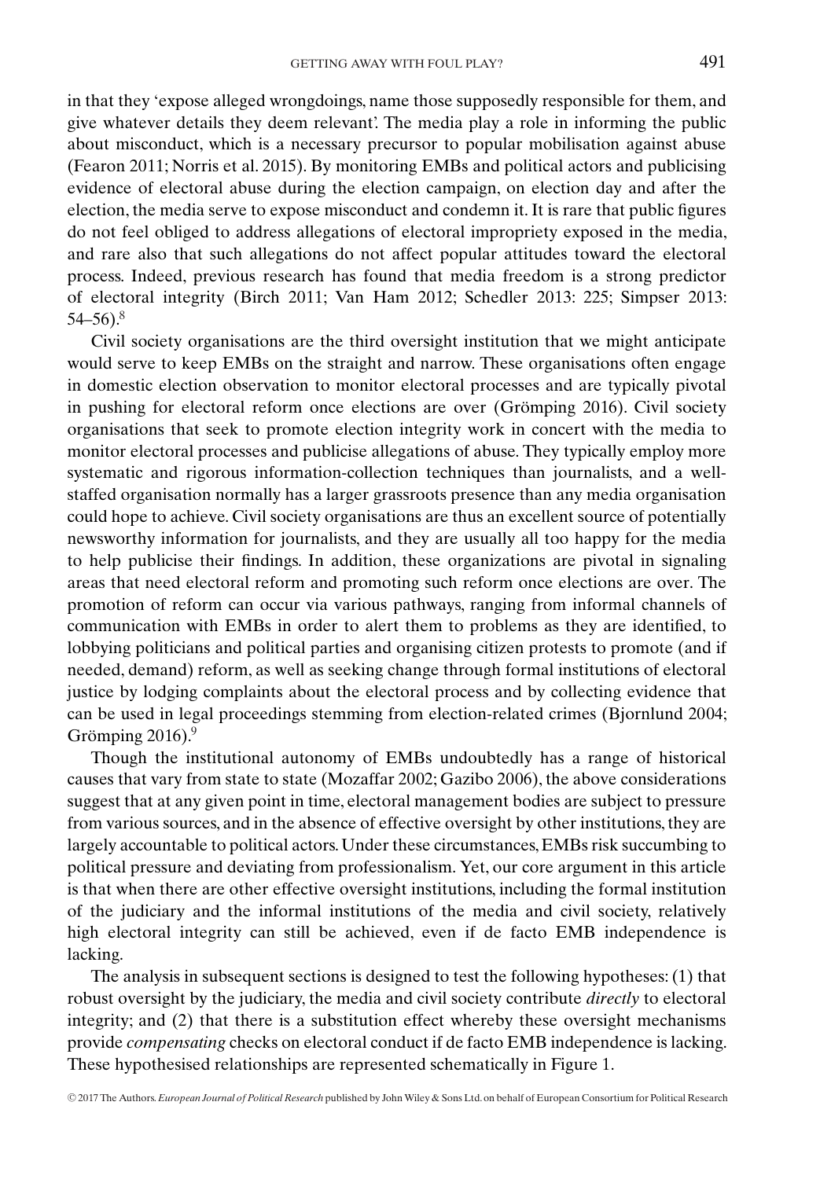in that they 'expose alleged wrongdoings, name those supposedly responsible for them, and give whatever details they deem relevant'. The media play a role in informing the public about misconduct, which is a necessary precursor to popular mobilisation against abuse (Fearon 2011; Norris et al. 2015). By monitoring EMBs and political actors and publicising evidence of electoral abuse during the election campaign, on election day and after the election, the media serve to expose misconduct and condemn it. It is rare that public figures do not feel obliged to address allegations of electoral impropriety exposed in the media, and rare also that such allegations do not affect popular attitudes toward the electoral process. Indeed, previous research has found that media freedom is a strong predictor of electoral integrity (Birch 2011; Van Ham 2012; Schedler 2013: 225; Simpser 2013: 54–56).[8]

Civil society organisations are the third oversight institution that we might anticipate would serve to keep EMBs on the straight and narrow. These organisations often engage in domestic election observation to monitor electoral processes and are typically pivotal in pushing for electoral reform once elections are over (Grömping 2016). Civil society organisations that seek to promote election integrity work in concert with the media to monitor electoral processes and publicise allegations of abuse. They typically employ more systematic and rigorous information-collection techniques than journalists, and a well-staffed organisation normally has a larger grassroots presence than any media organisation could hope to achieve. Civil society organisations are thus an excellent source of potentially newsworthy information for journalists, and they are usually all too happy for the media to help publicise their findings. In addition, these organizations are pivotal in signaling areas that need electoral reform and promoting such reform once elections are over. The promotion of reform can occur via various pathways, ranging from informal channels of communication with EMBs in order to alert them to problems as they are identified, to lobbying politicians and political parties and organising citizen protests to promote (and if needed, demand) reform, as well as seeking change through formal institutions of electoral justice by lodging complaints about the electoral process and by collecting evidence that can be used in legal proceedings stemming from election-related crimes (Bjornlund 2004; Grömping 2016).[9]

Though the institutional autonomy of EMBs undoubtedly has a range of historical causes that vary from state to state (Mozaffar 2002; Gazibo 2006), the above considerations suggest that at any given point in time, electoral management bodies are subject to pressure from various sources, and in the absence of effective oversight by other institutions, they are largely accountable to political actors. Under these circumstances, EMBs risk succumbing to political pressure and deviating from professionalism. Yet, our core argument in this article is that when there are other effective oversight institutions, including the formal institution of the judiciary and the informal institutions of the media and civil society, relatively high electoral integrity can still be achieved, even if de facto EMB independence is lacking.

The analysis in subsequent sections is designed to test the following hypotheses: (1) that robust oversight by the judiciary, the media and civil society contribute *directly* to electoral integrity; and (2) that there is a substitution effect whereby these oversight mechanisms provide *compensating* checks on electoral conduct if de facto EMB independence is lacking. These hypothesised relationships are represented schematically in Figure 1.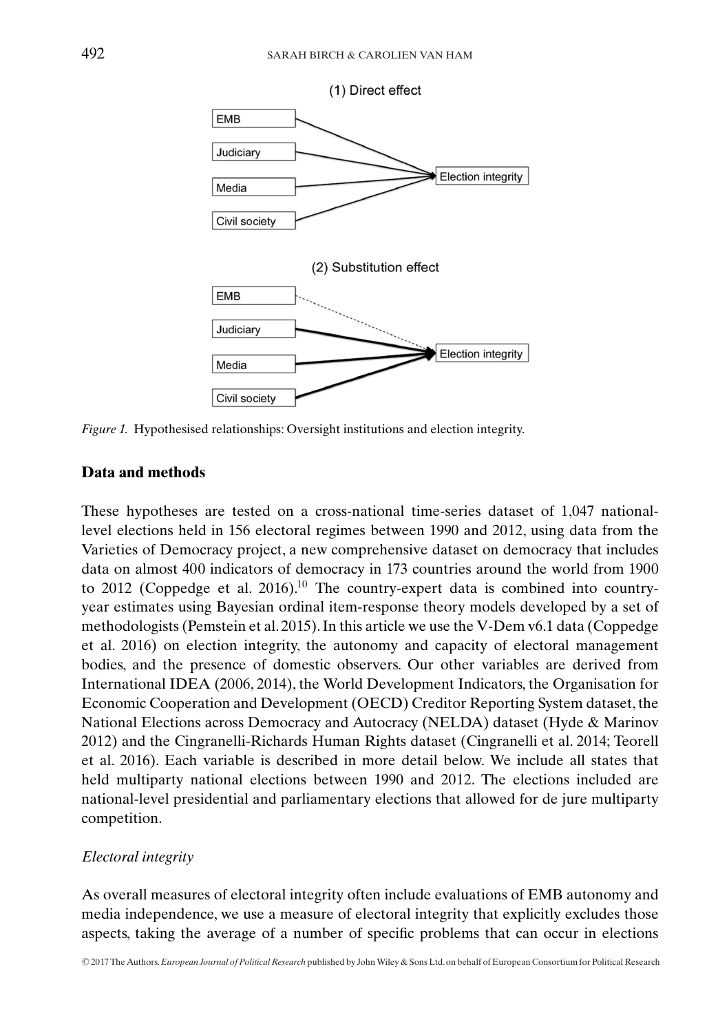(1) Direct effect

EMB

Judiciary

Media

Civil society

Election integrity

(2) Substitution effect

EMB

Judiciary

Media

Civil society

Election integrity

*Figure 1.* Hypothesised relationships: Oversight institutions and election integrity.

## Data and methods

These hypotheses are tested on a cross-national time-series dataset of 1,047 national-level elections held in 156 electoral regimes between 1990 and 2012, using data from the Varieties of Democracy project, a new comprehensive dataset on democracy that includes data on almost 400 indicators of democracy in 173 countries around the world from 1900 to 2012 (Coppedge et al. 2016).[10] The country-expert data is combined into country-year estimates using Bayesian ordinal item-response theory models developed by a set of methodologists (Pemstein et al. 2015). In this article we use the V-Dem v6.1 data (Coppedge et al. 2016) on election integrity, the autonomy and capacity of electoral management bodies, and the presence of domestic observers. Our other variables are derived from International IDEA (2006, 2014), the World Development Indicators, the Organisation for Economic Cooperation and Development (OECD) Creditor Reporting System dataset, the National Elections across Democracy and Autocracy (NELDA) dataset (Hyde & Marinov 2012) and the Cingranelli-Richards Human Rights dataset (Cingranelli et al. 2014; Teorell et al. 2016). Each variable is described in more detail below. We include all states that held multiparty national elections between 1990 and 2012. The elections included are national-level presidential and parliamentary elections that allowed for de jure multiparty competition.

### *Electoral integrity*

As overall measures of electoral integrity often include evaluations of EMB autonomy and media independence, we use a measure of electoral integrity that explicitly excludes those aspects, taking the average of a number of specific problems that can occur in elections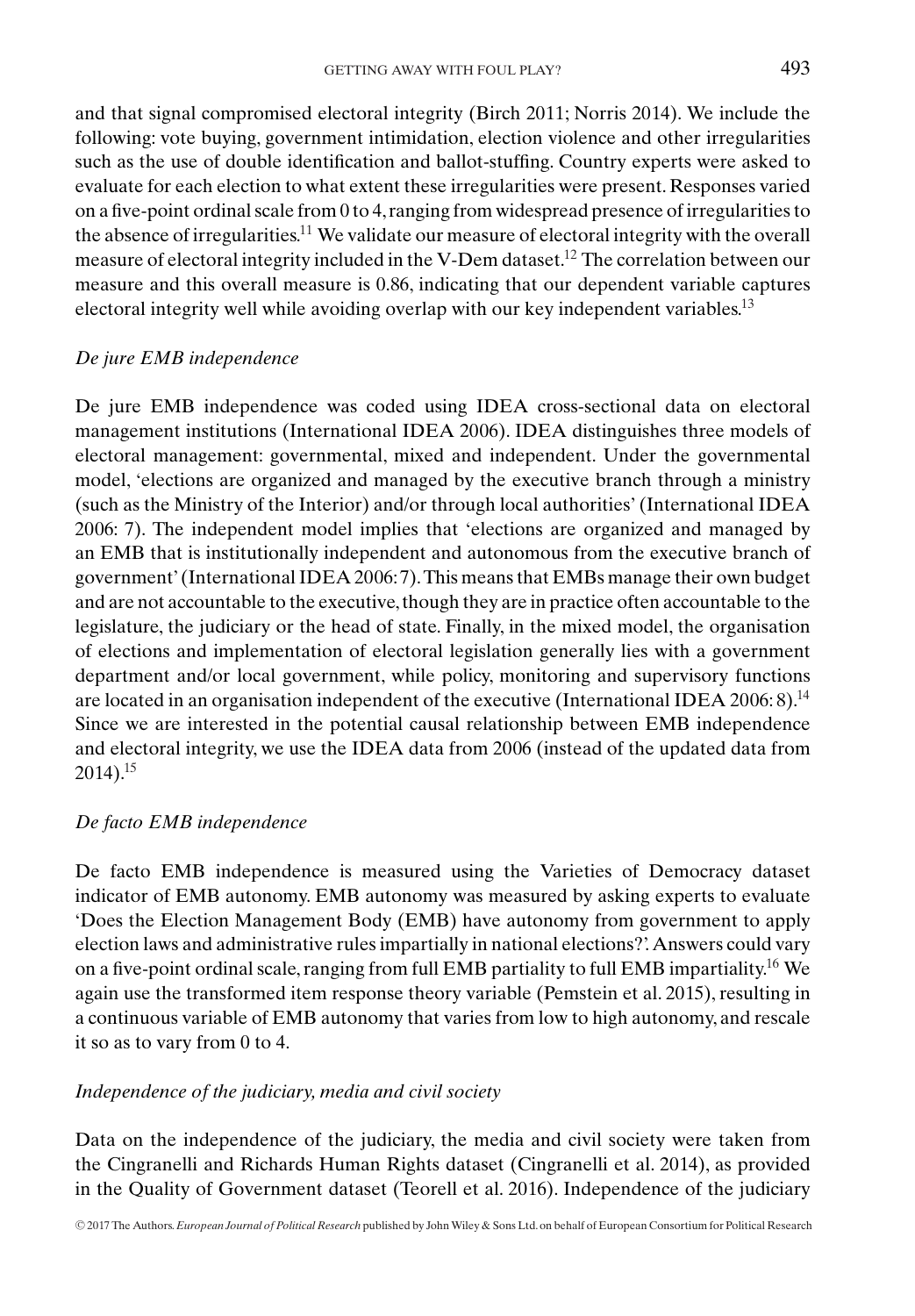and that signal compromised electoral integrity (Birch 2011; Norris 2014). We include the following: vote buying, government intimidation, election violence and other irregularities such as the use of double identification and ballot-stuffing. Country experts were asked to evaluate for each election to what extent these irregularities were present. Responses varied on a five-point ordinal scale from 0 to 4, ranging from widespread presence of irregularities to the absence of irregularities.[11] We validate our measure of electoral integrity with the overall measure of electoral integrity included in the V-Dem dataset.[12] The correlation between our measure and this overall measure is 0.86, indicating that our dependent variable captures electoral integrity well while avoiding overlap with our key independent variables.[13]

### *De jure EMB independence*

De jure EMB independence was coded using IDEA cross-sectional data on electoral management institutions (International IDEA 2006). IDEA distinguishes three models of electoral management: governmental, mixed and independent. Under the governmental model, 'elections are organized and managed by the executive branch through a ministry (such as the Ministry of the Interior) and/or through local authorities' (International IDEA 2006: 7). The independent model implies that 'elections are organized and managed by an EMB that is institutionally independent and autonomous from the executive branch of government' (International IDEA 2006: 7). This means that EMBs manage their own budget and are not accountable to the executive, though they are in practice often accountable to the legislature, the judiciary or the head of state. Finally, in the mixed model, the organisation of elections and implementation of electoral legislation generally lies with a government department and/or local government, while policy, monitoring and supervisory functions are located in an organisation independent of the executive (International IDEA 2006: 8).[14] Since we are interested in the potential causal relationship between EMB independence and electoral integrity, we use the IDEA data from 2006 (instead of the updated data from 2014).[15]

### *De facto EMB independence*

De facto EMB independence is measured using the Varieties of Democracy dataset indicator of EMB autonomy. EMB autonomy was measured by asking experts to evaluate 'Does the Election Management Body (EMB) have autonomy from government to apply election laws and administrative rules impartially in national elections?'. Answers could vary on a five-point ordinal scale, ranging from full EMB partiality to full EMB impartiality.[16] We again use the transformed item response theory variable (Pemstein et al. 2015), resulting in a continuous variable of EMB autonomy that varies from low to high autonomy, and rescale it so as to vary from 0 to 4.

### *Independence of the judiciary, media and civil society*

Data on the independence of the judiciary, the media and civil society were taken from the Cingranelli and Richards Human Rights dataset (Cingranelli et al. 2014), as provided in the Quality of Government dataset (Teorell et al. 2016). Independence of the judiciary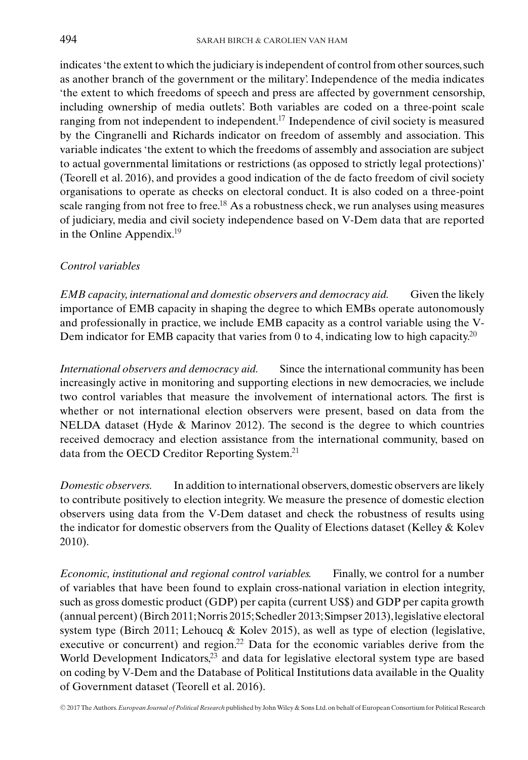indicates 'the extent to which the judiciary is independent of control from other sources, such as another branch of the government or the military'. Independence of the media indicates 'the extent to which freedoms of speech and press are affected by government censorship, including ownership of media outlets'. Both variables are coded on a three-point scale ranging from not independent to independent.[17] Independence of civil society is measured by the Cingranelli and Richards indicator on freedom of assembly and association. This variable indicates 'the extent to which the freedoms of assembly and association are subject to actual governmental limitations or restrictions (as opposed to strictly legal protections)' (Teorell et al. 2016), and provides a good indication of the de facto freedom of civil society organisations to operate as checks on electoral conduct. It is also coded on a three-point scale ranging from not free to free.[18] As a robustness check, we run analyses using measures of judiciary, media and civil society independence based on V-Dem data that are reported in the Online Appendix.[19]

### *Control variables*

*EMB capacity, international and domestic observers and democracy aid.* Given the likely importance of EMB capacity in shaping the degree to which EMBs operate autonomously and professionally in practice, we include EMB capacity as a control variable using the V-Dem indicator for EMB capacity that varies from 0 to 4, indicating low to high capacity.[20]

*International observers and democracy aid.* Since the international community has been increasingly active in monitoring and supporting elections in new democracies, we include two control variables that measure the involvement of international actors. The first is whether or not international election observers were present, based on data from the NELDA dataset (Hyde & Marinov 2012). The second is the degree to which countries received democracy and election assistance from the international community, based on data from the OECD Creditor Reporting System.[21]

*Domestic observers.* In addition to international observers, domestic observers are likely to contribute positively to election integrity. We measure the presence of domestic election observers using data from the V-Dem dataset and check the robustness of results using the indicator for domestic observers from the Quality of Elections dataset (Kelley & Kolev 2010).

*Economic, institutional and regional control variables.* Finally, we control for a number of variables that have been found to explain cross-national variation in election integrity, such as gross domestic product (GDP) per capita (current US$) and GDP per capita growth (annual percent) (Birch 2011; Norris 2015; Schedler 2013; Simpser 2013), legislative electoral system type (Birch 2011; Lehoucq & Kolev 2015), as well as type of election (legislative, executive or concurrent) and region.[22] Data for the economic variables derive from the World Development Indicators,[23] and data for legislative electoral system type are based on coding by V-Dem and the Database of Political Institutions data available in the Quality of Government dataset (Teorell et al. 2016).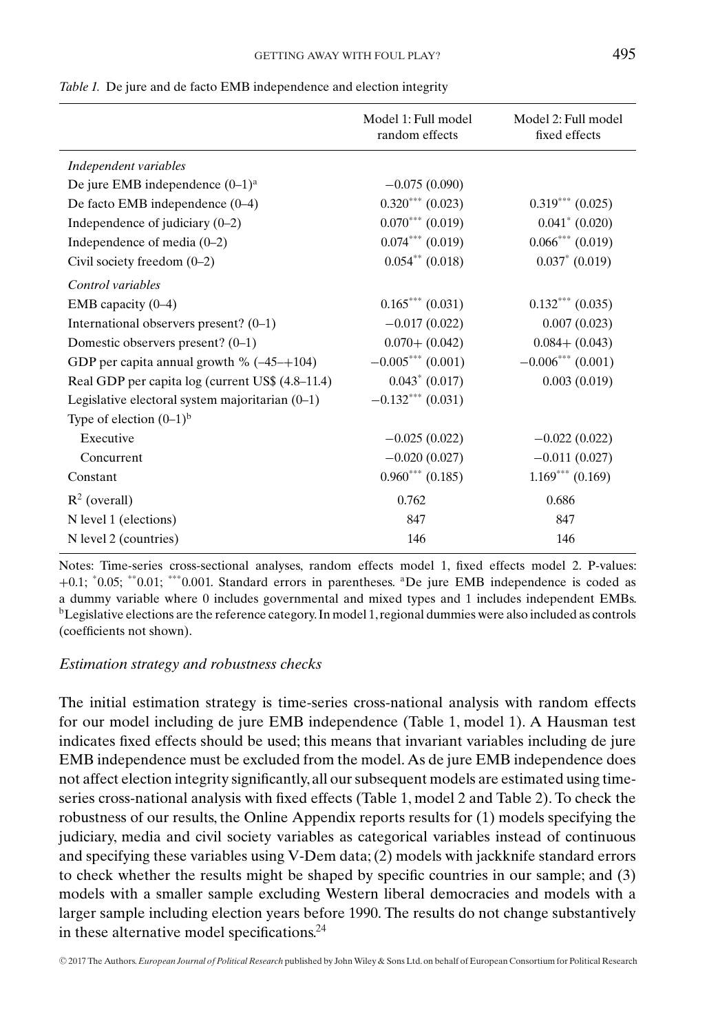*Table 1.* De jure and de facto EMB independence and election integrity

| | Model 1: Full model random effects | Model 2: Full model fixed effects |
|---|---|---|
| *Independent variables* | | |
| De jure EMB independence (0–1)[a] | −0.075 (0.090) | |
| De facto EMB independence (0–4) | 0.320*** (0.023) | 0.319*** (0.025) |
| Independence of judiciary (0–2) | 0.070*** (0.019) | 0.041* (0.020) |
| Independence of media (0–2) | 0.074*** (0.019) | 0.066*** (0.019) |
| Civil society freedom (0–2) | 0.054** (0.018) | 0.037* (0.019) |
| *Control variables* | | |
| EMB capacity (0–4) | 0.165*** (0.031) | 0.132*** (0.035) |
| International observers present? (0–1) | −0.017 (0.022) | 0.007 (0.023) |
| Domestic observers present? (0–1) | 0.070+ (0.042) | 0.084+ (0.043) |
| GDP per capita annual growth % (–45–+104) | −0.005*** (0.001) | −0.006*** (0.001) |
| Real GDP per capita log (current US$ (4.8–11.4) | 0.043* (0.017) | 0.003 (0.019) |
| Legislative electoral system majoritarian (0–1) | −0.132*** (0.031) | |
| Type of election (0–1)[b] | | |
| Executive | −0.025 (0.022) | −0.022 (0.022) |
| Concurrent | −0.020 (0.027) | −0.011 (0.027) |
| Constant | 0.960*** (0.185) | 1.169*** (0.169) |
| $R^2$ (overall) | 0.762 | 0.686 |
| N level 1 (elections) | 847 | 847 |
| N level 2 (countries) | 146 | 146 |

Notes: Time-series cross-sectional analyses, random effects model 1, fixed effects model 2. P-values: +0.1; *0.05; **0.01; ***0.001. Standard errors in parentheses. [a]De jure EMB independence is coded as a dummy variable where 0 includes governmental and mixed types and 1 includes independent EMBs. [b]Legislative elections are the reference category. In model 1, regional dummies were also included as controls (coefficients not shown).

### *Estimation strategy and robustness checks*

The initial estimation strategy is time-series cross-national analysis with random effects for our model including de jure EMB independence (Table 1, model 1). A Hausman test indicates fixed effects should be used; this means that invariant variables including de jure EMB independence must be excluded from the model. As de jure EMB independence does not affect election integrity significantly, all our subsequent models are estimated using time-series cross-national analysis with fixed effects (Table 1, model 2 and Table 2). To check the robustness of our results, the Online Appendix reports results for (1) models specifying the judiciary, media and civil society variables as categorical variables instead of continuous and specifying these variables using V-Dem data; (2) models with jackknife standard errors to check whether the results might be shaped by specific countries in our sample; and (3) models with a smaller sample excluding Western liberal democracies and models with a larger sample including election years before 1990. The results do not change substantively in these alternative model specifications.[24]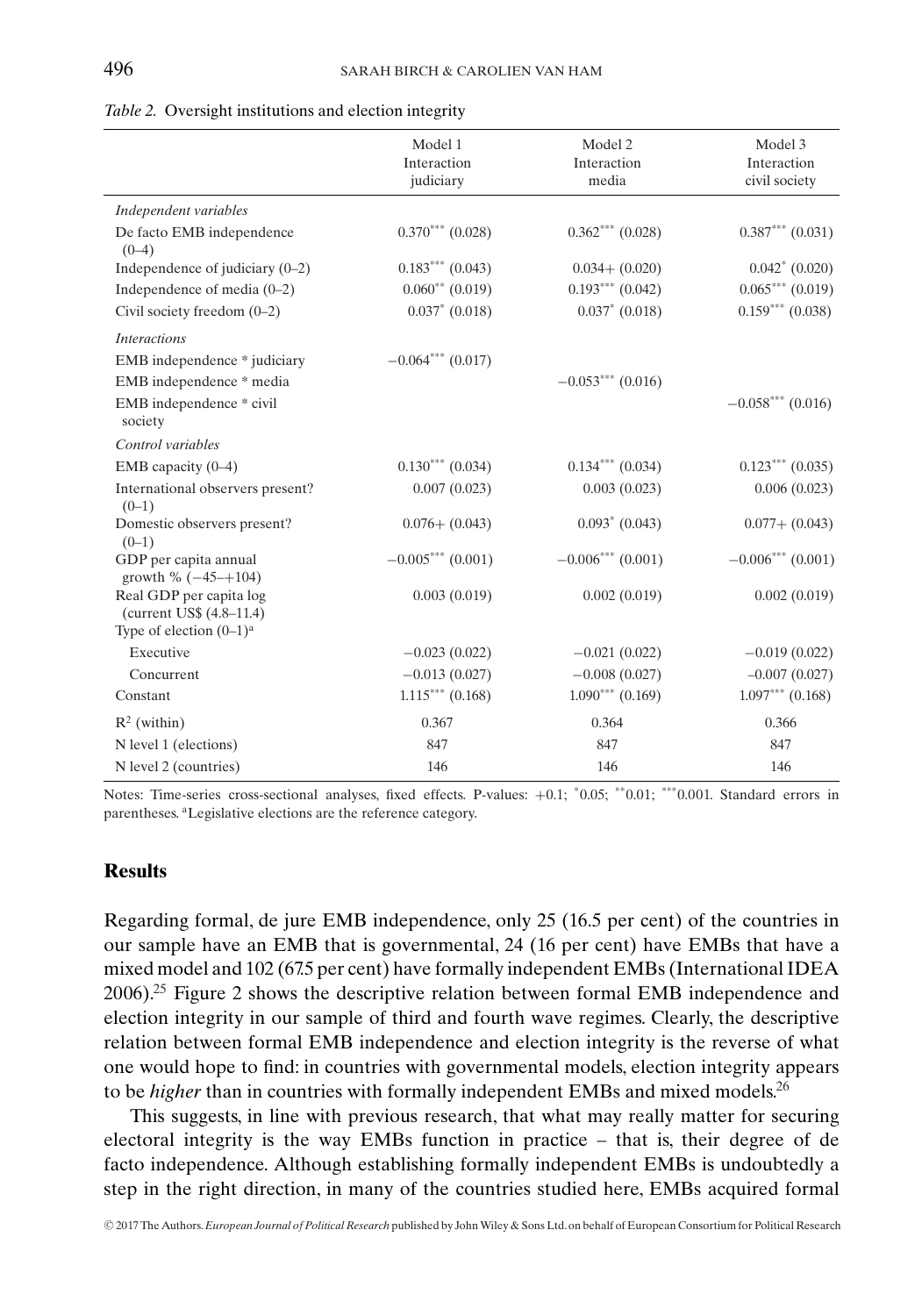*Table 2.* Oversight institutions and election integrity

| | Model 1 Interaction judiciary | Model 2 Interaction media | Model 3 Interaction civil society |
|---|---|---|---|
| *Independent variables* | | | |
| De facto EMB independence (0–4) | 0.370*** (0.028) | 0.362*** (0.028) | 0.387*** (0.031) |
| Independence of judiciary (0–2) | 0.183*** (0.043) | 0.034+ (0.020) | 0.042* (0.020) |
| Independence of media (0–2) | 0.060** (0.019) | 0.193*** (0.042) | 0.065*** (0.019) |
| Civil society freedom (0–2) | 0.037* (0.018) | 0.037* (0.018) | 0.159*** (0.038) |
| *Interactions* | | | |
| EMB independence * judiciary | −0.064*** (0.017) | | |
| EMB independence * media | | −0.053*** (0.016) | |
| EMB independence * civil society | | | −0.058*** (0.016) |
| *Control variables* | | | |
| EMB capacity (0–4) | 0.130*** (0.034) | 0.134*** (0.034) | 0.123*** (0.035) |
| International observers present? (0–1) | 0.007 (0.023) | 0.003 (0.023) | 0.006 (0.023) |
| Domestic observers present? (0–1) | 0.076+ (0.043) | 0.093* (0.043) | 0.077+ (0.043) |
| GDP per capita annual growth % (−45–+104) | −0.005*** (0.001) | −0.006*** (0.001) | −0.006*** (0.001) |
| Real GDP per capita log (current US$ (4.8–11.4) | 0.003 (0.019) | 0.002 (0.019) | 0.002 (0.019) |
| Type of election (0–1)[a] | | | |
| Executive | −0.023 (0.022) | −0.021 (0.022) | −0.019 (0.022) |
| Concurrent | −0.013 (0.027) | −0.008 (0.027) | −0.007 (0.027) |
| Constant | 1.115*** (0.168) | 1.090*** (0.169) | 1.097*** (0.168) |
| $R^2$ (within) | 0.367 | 0.364 | 0.366 |
| N level 1 (elections) | 847 | 847 | 847 |
| N level 2 (countries) | 146 | 146 | 146 |

Notes: Time-series cross-sectional analyses, fixed effects. P-values: +0.1; *0.05; **0.01; ***0.001. Standard errors in parentheses. [a]Legislative elections are the reference category.

## Results

Regarding formal, de jure EMB independence, only 25 (16.5 per cent) of the countries in our sample have an EMB that is governmental, 24 (16 per cent) have EMBs that have a mixed model and 102 (67.5 per cent) have formally independent EMBs (International IDEA 2006).[25] Figure 2 shows the descriptive relation between formal EMB independence and election integrity in our sample of third and fourth wave regimes. Clearly, the descriptive relation between formal EMB independence and election integrity is the reverse of what one would hope to find: in countries with governmental models, election integrity appears to be *higher* than in countries with formally independent EMBs and mixed models.[26]

This suggests, in line with previous research, that what may really matter for securing electoral integrity is the way EMBs function in practice – that is, their degree of de facto independence. Although establishing formally independent EMBs is undoubtedly a step in the right direction, in many of the countries studied here, EMBs acquired formal

© 2017 The Authors. *European Journal of Political Research* published by John Wiley & Sons Ltd. on behalf of European Consortium for Political Research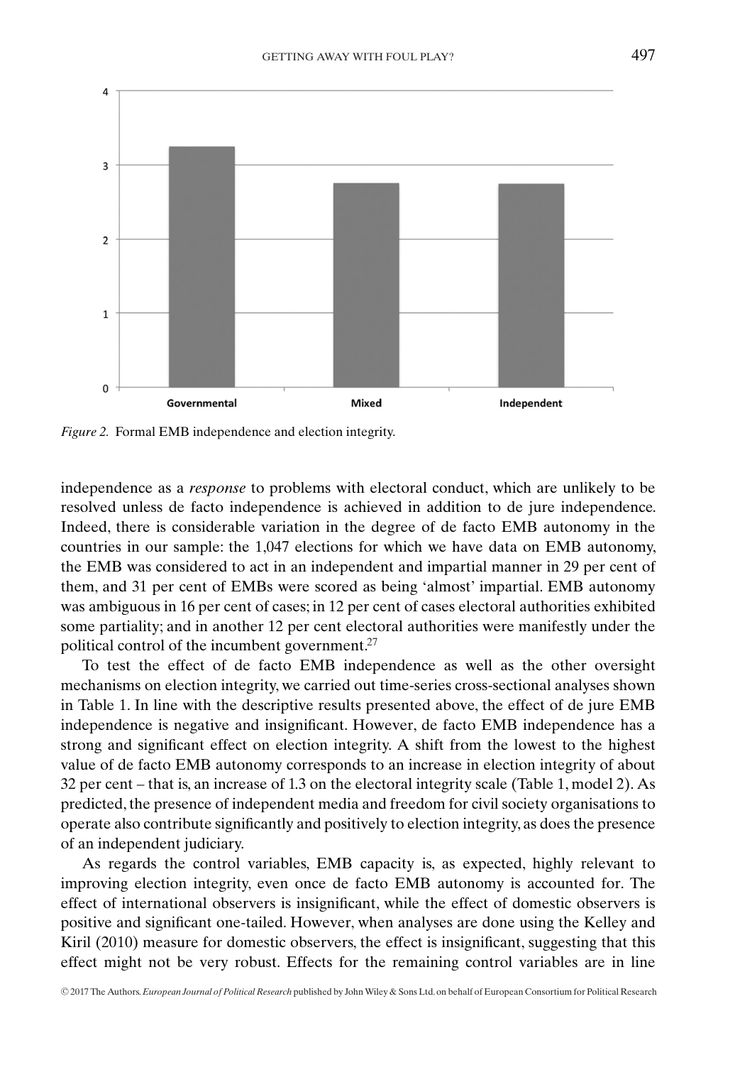*Figure 2.* Formal EMB independence and election integrity.

independence as a *response* to problems with electoral conduct, which are unlikely to be resolved unless de facto independence is achieved in addition to de jure independence. Indeed, there is considerable variation in the degree of de facto EMB autonomy in the countries in our sample: the 1,047 elections for which we have data on EMB autonomy, the EMB was considered to act in an independent and impartial manner in 29 per cent of them, and 31 per cent of EMBs were scored as being 'almost' impartial. EMB autonomy was ambiguous in 16 per cent of cases; in 12 per cent of cases electoral authorities exhibited some partiality; and in another 12 per cent electoral authorities were manifestly under the political control of the incumbent government.[27]

To test the effect of de facto EMB independence as well as the other oversight mechanisms on election integrity, we carried out time-series cross-sectional analyses shown in Table 1. In line with the descriptive results presented above, the effect of de jure EMB independence is negative and insignificant. However, de facto EMB independence has a strong and significant effect on election integrity. A shift from the lowest to the highest value of de facto EMB autonomy corresponds to an increase in election integrity of about 32 per cent – that is, an increase of 1.3 on the electoral integrity scale (Table 1, model 2). As predicted, the presence of independent media and freedom for civil society organisations to operate also contribute significantly and positively to election integrity, as does the presence of an independent judiciary.

As regards the control variables, EMB capacity is, as expected, highly relevant to improving election integrity, even once de facto EMB autonomy is accounted for. The effect of international observers is insignificant, while the effect of domestic observers is positive and significant one-tailed. However, when analyses are done using the Kelley and Kiril (2010) measure for domestic observers, the effect is insignificant, suggesting that this effect might not be very robust. Effects for the remaining control variables are in line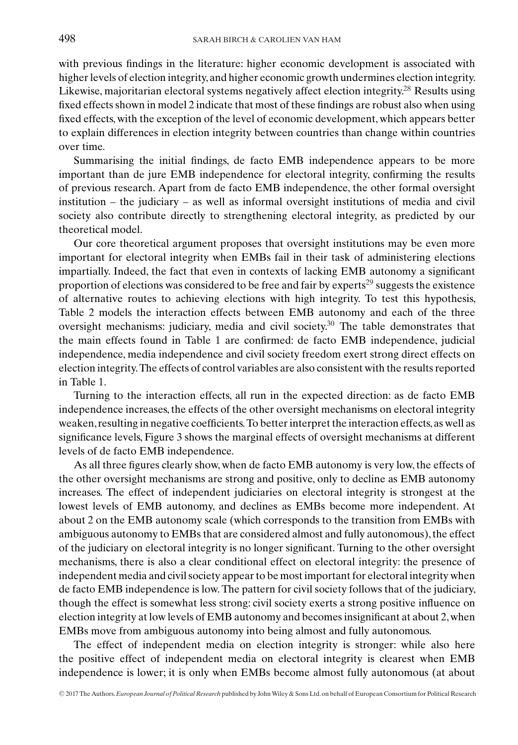with previous findings in the literature: higher economic development is associated with higher levels of election integrity, and higher economic growth undermines election integrity. Likewise, majoritarian electoral systems negatively affect election integrity.[28] Results using fixed effects shown in model 2 indicate that most of these findings are robust also when using fixed effects, with the exception of the level of economic development, which appears better to explain differences in election integrity between countries than change within countries over time.

Summarising the initial findings, de facto EMB independence appears to be more important than de jure EMB independence for electoral integrity, confirming the results of previous research. Apart from de facto EMB independence, the other formal oversight institution – the judiciary – as well as informal oversight institutions of media and civil society also contribute directly to strengthening electoral integrity, as predicted by our theoretical model.

Our core theoretical argument proposes that oversight institutions may be even more important for electoral integrity when EMBs fail in their task of administering elections impartially. Indeed, the fact that even in contexts of lacking EMB autonomy a significant proportion of elections was considered to be free and fair by experts[29] suggests the existence of alternative routes to achieving elections with high integrity. To test this hypothesis, Table 2 models the interaction effects between EMB autonomy and each of the three oversight mechanisms: judiciary, media and civil society.[30] The table demonstrates that the main effects found in Table 1 are confirmed: de facto EMB independence, judicial independence, media independence and civil society freedom exert strong direct effects on election integrity. The effects of control variables are also consistent with the results reported in Table 1.

Turning to the interaction effects, all run in the expected direction: as de facto EMB independence increases, the effects of the other oversight mechanisms on electoral integrity weaken, resulting in negative coefficients. To better interpret the interaction effects, as well as significance levels, Figure 3 shows the marginal effects of oversight mechanisms at different levels of de facto EMB independence.

As all three figures clearly show, when de facto EMB autonomy is very low, the effects of the other oversight mechanisms are strong and positive, only to decline as EMB autonomy increases. The effect of independent judiciaries on electoral integrity is strongest at the lowest levels of EMB autonomy, and declines as EMBs become more independent. At about 2 on the EMB autonomy scale (which corresponds to the transition from EMBs with ambiguous autonomy to EMBs that are considered almost and fully autonomous), the effect of the judiciary on electoral integrity is no longer significant. Turning to the other oversight mechanisms, there is also a clear conditional effect on electoral integrity: the presence of independent media and civil society appear to be most important for electoral integrity when de facto EMB independence is low. The pattern for civil society follows that of the judiciary, though the effect is somewhat less strong: civil society exerts a strong positive influence on election integrity at low levels of EMB autonomy and becomes insignificant at about 2, when EMBs move from ambiguous autonomy into being almost and fully autonomous.

The effect of independent media on election integrity is stronger: while also here the positive effect of independent media on electoral integrity is clearest when EMB independence is lower; it is only when EMBs become almost fully autonomous (at about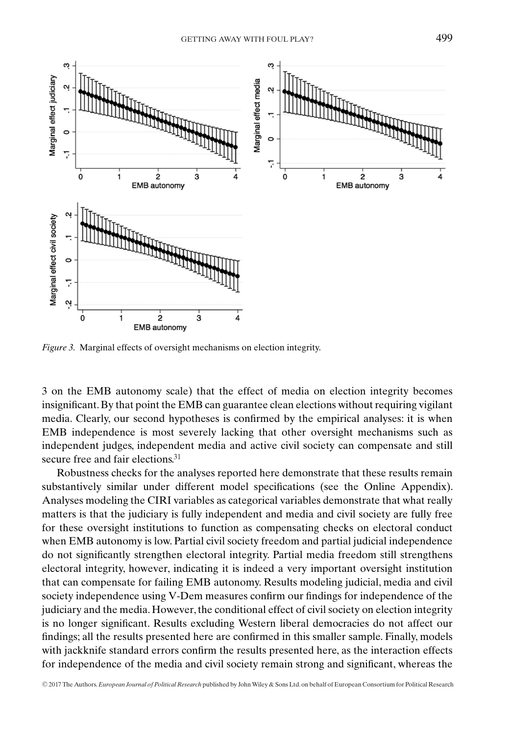*Figure 3.* Marginal effects of oversight mechanisms on election integrity.

3 on the EMB autonomy scale) that the effect of media on election integrity becomes insignificant. By that point the EMB can guarantee clean elections without requiring vigilant media. Clearly, our second hypotheses is confirmed by the empirical analyses: it is when EMB independence is most severely lacking that other oversight mechanisms such as independent judges, independent media and active civil society can compensate and still secure free and fair elections.[31]

Robustness checks for the analyses reported here demonstrate that these results remain substantively similar under different model specifications (see the Online Appendix). Analyses modeling the CIRI variables as categorical variables demonstrate that what really matters is that the judiciary is fully independent and media and civil society are fully free for these oversight institutions to function as compensating checks on electoral conduct when EMB autonomy is low. Partial civil society freedom and partial judicial independence do not significantly strengthen electoral integrity. Partial media freedom still strengthens electoral integrity, however, indicating it is indeed a very important oversight institution that can compensate for failing EMB autonomy. Results modeling judicial, media and civil society independence using V-Dem measures confirm our findings for independence of the judiciary and the media. However, the conditional effect of civil society on election integrity is no longer significant. Results excluding Western liberal democracies do not affect our findings; all the results presented here are confirmed in this smaller sample. Finally, models with jackknife standard errors confirm the results presented here, as the interaction effects for independence of the media and civil society remain strong and significant, whereas the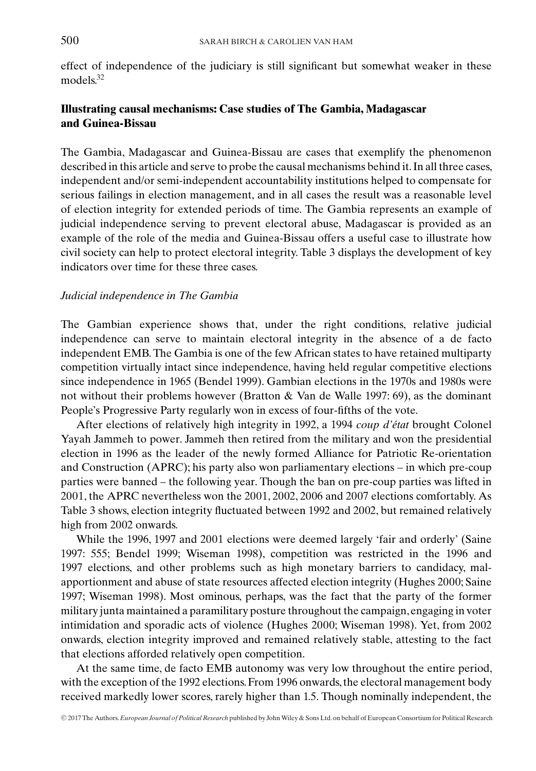effect of independence of the judiciary is still significant but somewhat weaker in these models.[32]

## Illustrating causal mechanisms: Case studies of The Gambia, Madagascar and Guinea-Bissau

The Gambia, Madagascar and Guinea-Bissau are cases that exemplify the phenomenon described in this article and serve to probe the causal mechanisms behind it. In all three cases, independent and/or semi-independent accountability institutions helped to compensate for serious failings in election management, and in all cases the result was a reasonable level of election integrity for extended periods of time. The Gambia represents an example of judicial independence serving to prevent electoral abuse, Madagascar is provided as an example of the role of the media and Guinea-Bissau offers a useful case to illustrate how civil society can help to protect electoral integrity. Table 3 displays the development of key indicators over time for these three cases.

### *Judicial independence in The Gambia*

The Gambian experience shows that, under the right conditions, relative judicial independence can serve to maintain electoral integrity in the absence of a de facto independent EMB. The Gambia is one of the few African states to have retained multiparty competition virtually intact since independence, having held regular competitive elections since independence in 1965 (Bendel 1999). Gambian elections in the 1970s and 1980s were not without their problems however (Bratton & Van de Walle 1997: 69), as the dominant People's Progressive Party regularly won in excess of four-fifths of the vote.

After elections of relatively high integrity in 1992, a 1994 *coup d'état* brought Colonel Yayah Jammeh to power. Jammeh then retired from the military and won the presidential election in 1996 as the leader of the newly formed Alliance for Patriotic Re-orientation and Construction (APRC); his party also won parliamentary elections – in which pre-coup parties were banned – the following year. Though the ban on pre-coup parties was lifted in 2001, the APRC nevertheless won the 2001, 2002, 2006 and 2007 elections comfortably. As Table 3 shows, election integrity fluctuated between 1992 and 2002, but remained relatively high from 2002 onwards.

While the 1996, 1997 and 2001 elections were deemed largely 'fair and orderly' (Saine 1997: 555; Bendel 1999; Wiseman 1998), competition was restricted in the 1996 and 1997 elections, and other problems such as high monetary barriers to candidacy, malapportionment and abuse of state resources affected election integrity (Hughes 2000; Saine 1997; Wiseman 1998). Most ominous, perhaps, was the fact that the party of the former military junta maintained a paramilitary posture throughout the campaign, engaging in voter intimidation and sporadic acts of violence (Hughes 2000; Wiseman 1998). Yet, from 2002 onwards, election integrity improved and remained relatively stable, attesting to the fact that elections afforded relatively open competition.

At the same time, de facto EMB autonomy was very low throughout the entire period, with the exception of the 1992 elections. From 1996 onwards, the electoral management body received markedly lower scores, rarely higher than 1.5. Though nominally independent, the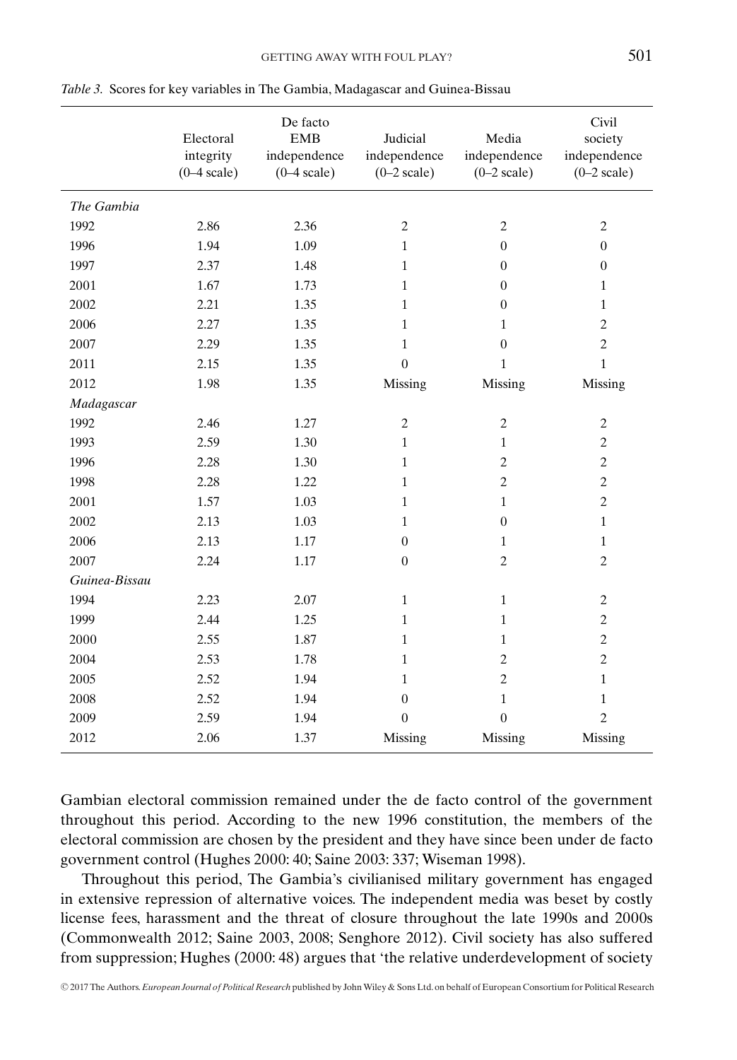*Table 3.* Scores for key variables in The Gambia, Madagascar and Guinea-Bissau

| | Electoral integrity (0–4 scale) | De facto EMB independence (0–4 scale) | Judicial independence (0–2 scale) | Media independence (0–2 scale) | Civil society independence (0–2 scale) |
|---|---|---|---|---|---|
| *The Gambia* | | | | | |
| 1992 | 2.86 | 2.36 | 2 | 2 | 2 |
| 1996 | 1.94 | 1.09 | 1 | 0 | 0 |
| 1997 | 2.37 | 1.48 | 1 | 0 | 0 |
| 2001 | 1.67 | 1.73 | 1 | 0 | 1 |
| 2002 | 2.21 | 1.35 | 1 | 0 | 1 |
| 2006 | 2.27 | 1.35 | 1 | 1 | 2 |
| 2007 | 2.29 | 1.35 | 1 | 0 | 2 |
| 2011 | 2.15 | 1.35 | 0 | 1 | 1 |
| 2012 | 1.98 | 1.35 | Missing | Missing | Missing |
| *Madagascar* | | | | | |
| 1992 | 2.46 | 1.27 | 2 | 2 | 2 |
| 1993 | 2.59 | 1.30 | 1 | 1 | 2 |
| 1996 | 2.28 | 1.30 | 1 | 2 | 2 |
| 1998 | 2.28 | 1.22 | 1 | 2 | 2 |
| 2001 | 1.57 | 1.03 | 1 | 1 | 2 |
| 2002 | 2.13 | 1.03 | 1 | 0 | 1 |
| 2006 | 2.13 | 1.17 | 0 | 1 | 1 |
| 2007 | 2.24 | 1.17 | 0 | 2 | 2 |
| *Guinea-Bissau* | | | | | |
| 1994 | 2.23 | 2.07 | 1 | 1 | 2 |
| 1999 | 2.44 | 1.25 | 1 | 1 | 2 |
| 2000 | 2.55 | 1.87 | 1 | 1 | 2 |
| 2004 | 2.53 | 1.78 | 1 | 2 | 2 |
| 2005 | 2.52 | 1.94 | 1 | 2 | 1 |
| 2008 | 2.52 | 1.94 | 0 | 1 | 1 |
| 2009 | 2.59 | 1.94 | 0 | 0 | 2 |
| 2012 | 2.06 | 1.37 | Missing | Missing | Missing |

Gambian electoral commission remained under the de facto control of the government throughout this period. According to the new 1996 constitution, the members of the electoral commission are chosen by the president and they have since been under de facto government control (Hughes 2000: 40; Saine 2003: 337; Wiseman 1998).

Throughout this period, The Gambia's civilianised military government has engaged in extensive repression of alternative voices. The independent media was beset by costly license fees, harassment and the threat of closure throughout the late 1990s and 2000s (Commonwealth 2012; Saine 2003, 2008; Senghore 2012). Civil society has also suffered from suppression; Hughes (2000: 48) argues that 'the relative underdevelopment of society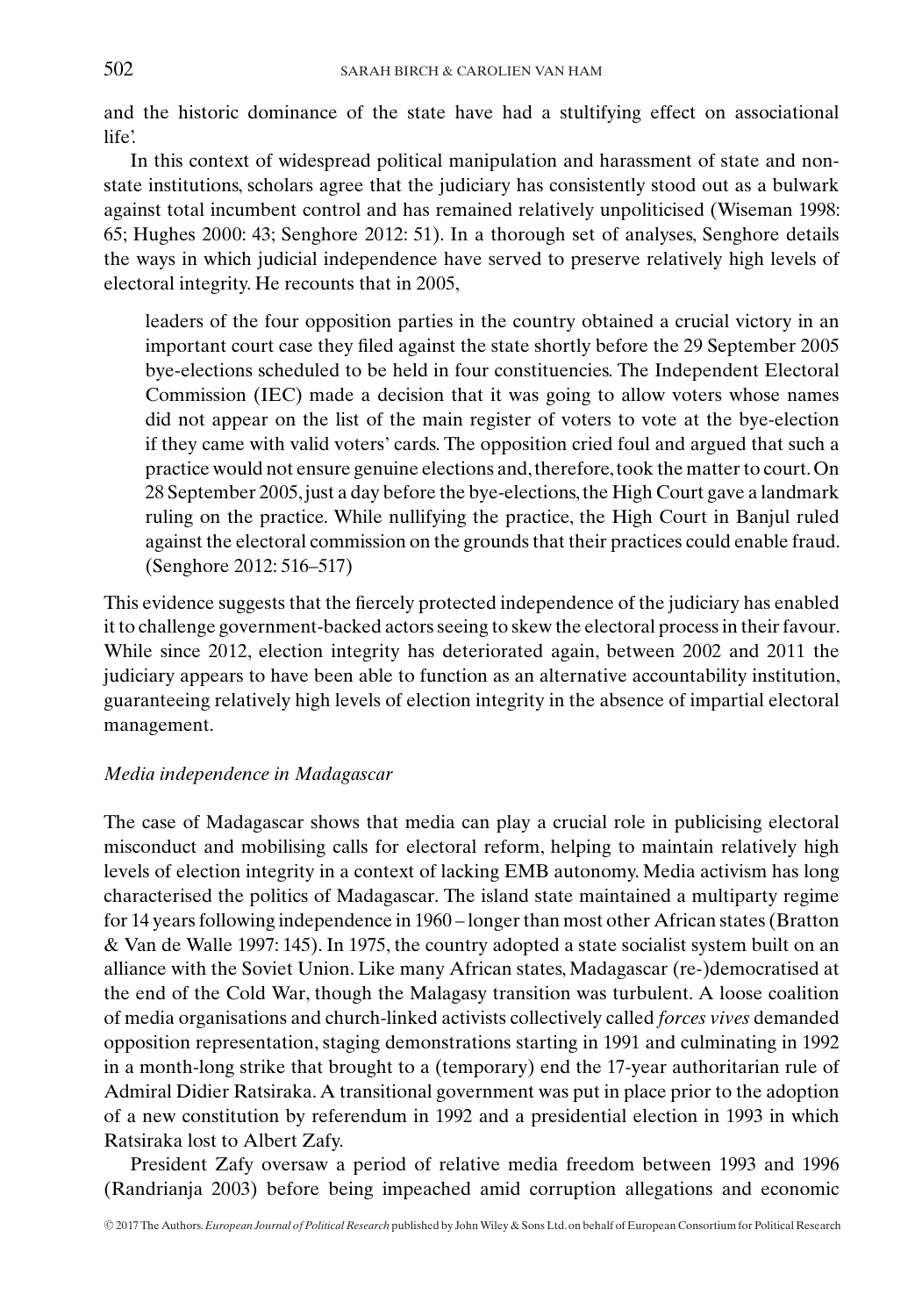and the historic dominance of the state have had a stultifying effect on associational life'.

In this context of widespread political manipulation and harassment of state and non-state institutions, scholars agree that the judiciary has consistently stood out as a bulwark against total incumbent control and has remained relatively unpoliticised (Wiseman 1998: 65; Hughes 2000: 43; Senghore 2012: 51). In a thorough set of analyses, Senghore details the ways in which judicial independence have served to preserve relatively high levels of electoral integrity. He recounts that in 2005,

> leaders of the four opposition parties in the country obtained a crucial victory in an important court case they filed against the state shortly before the 29 September 2005 bye-elections scheduled to be held in four constituencies. The Independent Electoral Commission (IEC) made a decision that it was going to allow voters whose names did not appear on the list of the main register of voters to vote at the bye-election if they came with valid voters' cards. The opposition cried foul and argued that such a practice would not ensure genuine elections and, therefore, took the matter to court. On 28 September 2005, just a day before the bye-elections, the High Court gave a landmark ruling on the practice. While nullifying the practice, the High Court in Banjul ruled against the electoral commission on the grounds that their practices could enable fraud. (Senghore 2012: 516–517)

This evidence suggests that the fiercely protected independence of the judiciary has enabled it to challenge government-backed actors seeing to skew the electoral process in their favour. While since 2012, election integrity has deteriorated again, between 2002 and 2011 the judiciary appears to have been able to function as an alternative accountability institution, guaranteeing relatively high levels of election integrity in the absence of impartial electoral management.

### *Media independence in Madagascar*

The case of Madagascar shows that media can play a crucial role in publicising electoral misconduct and mobilising calls for electoral reform, helping to maintain relatively high levels of election integrity in a context of lacking EMB autonomy. Media activism has long characterised the politics of Madagascar. The island state maintained a multiparty regime for 14 years following independence in 1960 – longer than most other African states (Bratton & Van de Walle 1997: 145). In 1975, the country adopted a state socialist system built on an alliance with the Soviet Union. Like many African states, Madagascar (re-)democratised at the end of the Cold War, though the Malagasy transition was turbulent. A loose coalition of media organisations and church-linked activists collectively called *forces vives* demanded opposition representation, staging demonstrations starting in 1991 and culminating in 1992 in a month-long strike that brought to a (temporary) end the 17-year authoritarian rule of Admiral Didier Ratsiraka. A transitional government was put in place prior to the adoption of a new constitution by referendum in 1992 and a presidential election in 1993 in which Ratsiraka lost to Albert Zafy.

President Zafy oversaw a period of relative media freedom between 1993 and 1996 (Randrianja 2003) before being impeached amid corruption allegations and economic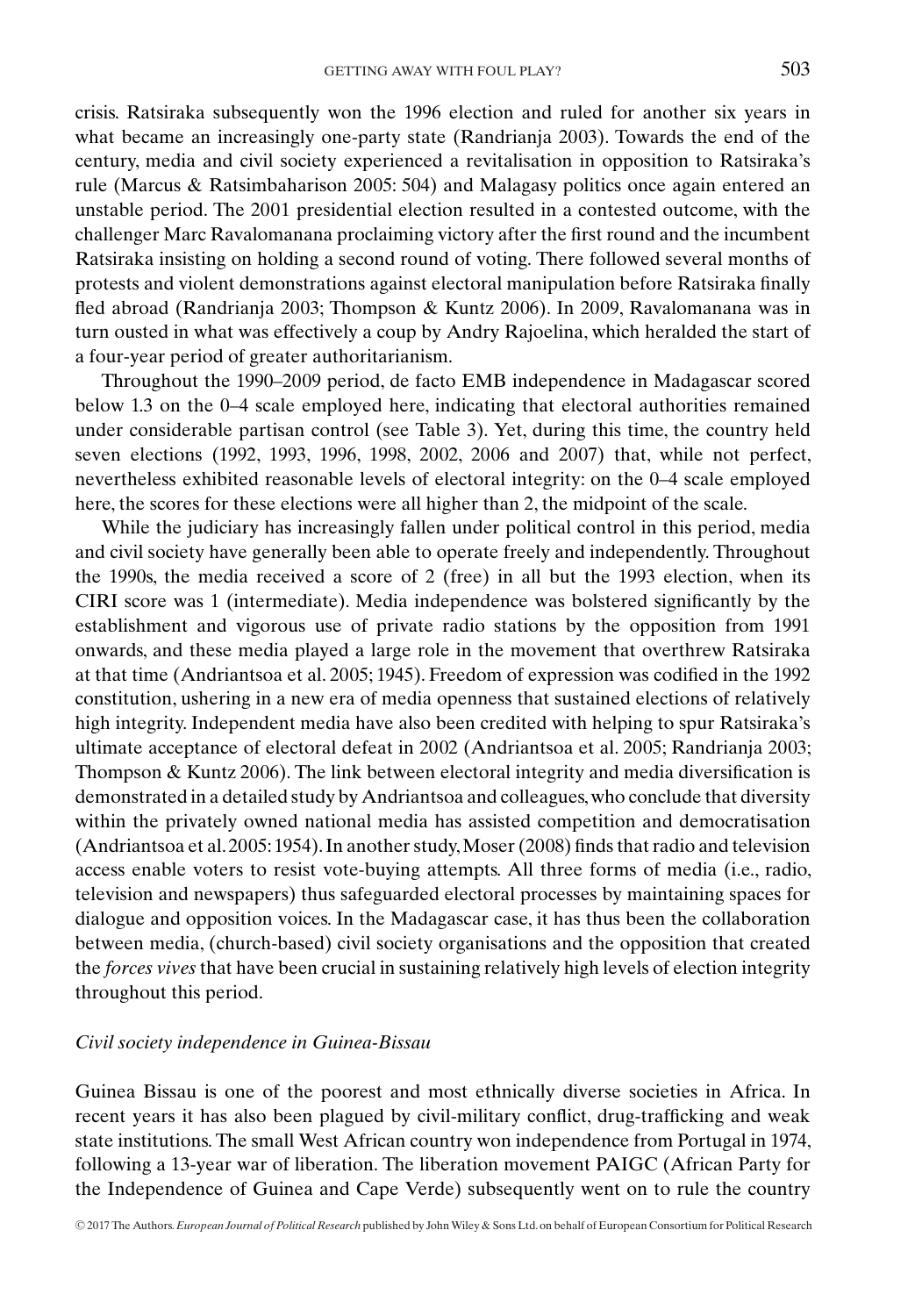crisis. Ratsiraka subsequently won the 1996 election and ruled for another six years in what became an increasingly one-party state (Randrianja 2003). Towards the end of the century, media and civil society experienced a revitalisation in opposition to Ratsiraka's rule (Marcus & Ratsimbaharison 2005: 504) and Malagasy politics once again entered an unstable period. The 2001 presidential election resulted in a contested outcome, with the challenger Marc Ravalomanana proclaiming victory after the first round and the incumbent Ratsiraka insisting on holding a second round of voting. There followed several months of protests and violent demonstrations against electoral manipulation before Ratsiraka finally fled abroad (Randrianja 2003; Thompson & Kuntz 2006). In 2009, Ravalomanana was in turn ousted in what was effectively a coup by Andry Rajoelina, which heralded the start of a four-year period of greater authoritarianism.

Throughout the 1990–2009 period, de facto EMB independence in Madagascar scored below 1.3 on the 0–4 scale employed here, indicating that electoral authorities remained under considerable partisan control (see Table 3). Yet, during this time, the country held seven elections (1992, 1993, 1996, 1998, 2002, 2006 and 2007) that, while not perfect, nevertheless exhibited reasonable levels of electoral integrity: on the 0–4 scale employed here, the scores for these elections were all higher than 2, the midpoint of the scale.

While the judiciary has increasingly fallen under political control in this period, media and civil society have generally been able to operate freely and independently. Throughout the 1990s, the media received a score of 2 (free) in all but the 1993 election, when its CIRI score was 1 (intermediate). Media independence was bolstered significantly by the establishment and vigorous use of private radio stations by the opposition from 1991 onwards, and these media played a large role in the movement that overthrew Ratsiraka at that time (Andriantsoa et al. 2005; 1945). Freedom of expression was codified in the 1992 constitution, ushering in a new era of media openness that sustained elections of relatively high integrity. Independent media have also been credited with helping to spur Ratsiraka's ultimate acceptance of electoral defeat in 2002 (Andriantsoa et al. 2005; Randrianja 2003; Thompson & Kuntz 2006). The link between electoral integrity and media diversification is demonstrated in a detailed study by Andriantsoa and colleagues, who conclude that diversity within the privately owned national media has assisted competition and democratisation (Andriantsoa et al. 2005: 1954). In another study, Moser (2008) finds that radio and television access enable voters to resist vote-buying attempts. All three forms of media (i.e., radio, television and newspapers) thus safeguarded electoral processes by maintaining spaces for dialogue and opposition voices. In the Madagascar case, it has thus been the collaboration between media, (church-based) civil society organisations and the opposition that created the *forces vives* that have been crucial in sustaining relatively high levels of election integrity throughout this period.

### *Civil society independence in Guinea-Bissau*

Guinea Bissau is one of the poorest and most ethnically diverse societies in Africa. In recent years it has also been plagued by civil-military conflict, drug-trafficking and weak state institutions. The small West African country won independence from Portugal in 1974, following a 13-year war of liberation. The liberation movement PAIGC (African Party for the Independence of Guinea and Cape Verde) subsequently went on to rule the country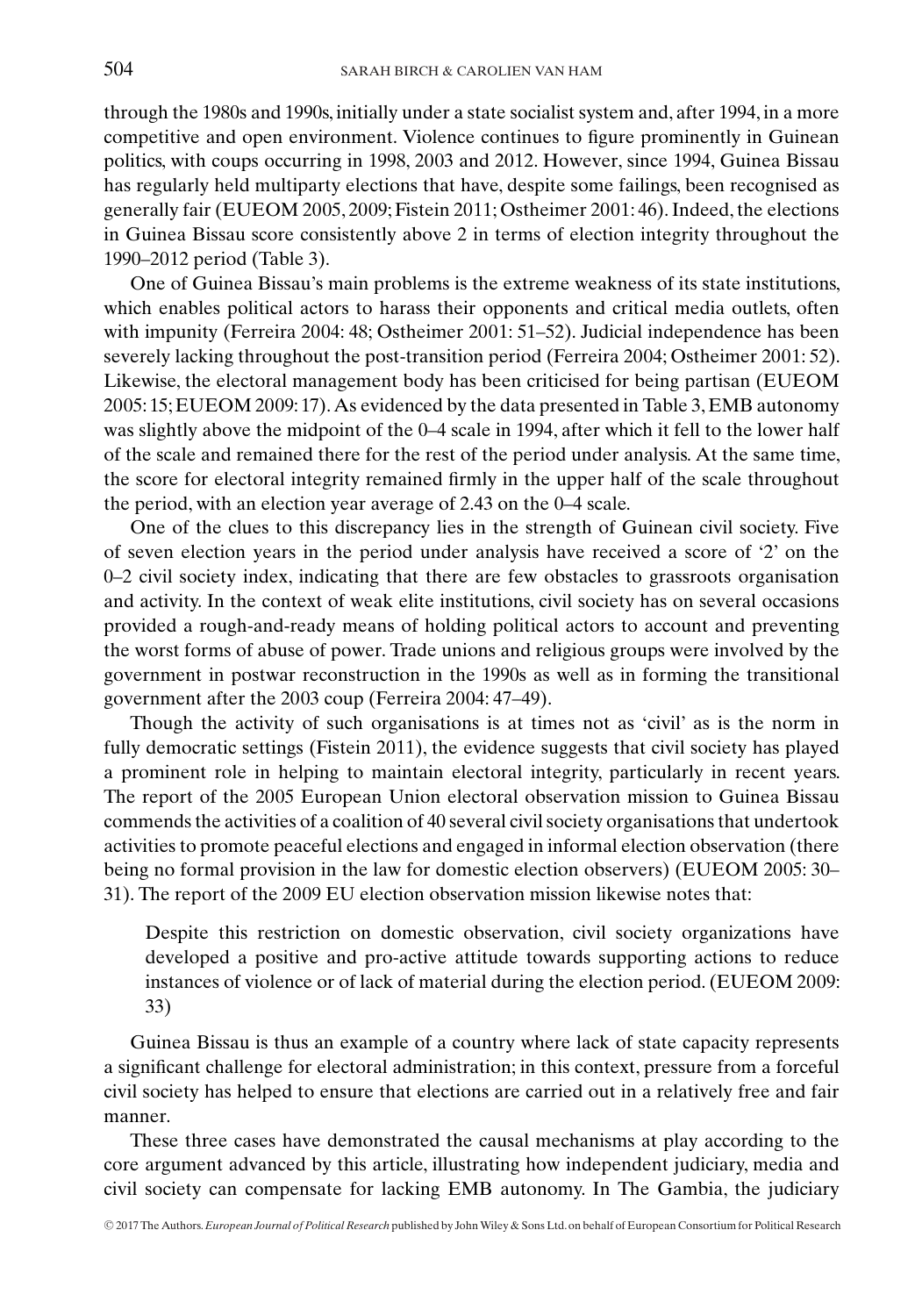through the 1980s and 1990s, initially under a state socialist system and, after 1994, in a more competitive and open environment. Violence continues to figure prominently in Guinean politics, with coups occurring in 1998, 2003 and 2012. However, since 1994, Guinea Bissau has regularly held multiparty elections that have, despite some failings, been recognised as generally fair (EUEOM 2005, 2009; Fistein 2011; Ostheimer 2001: 46). Indeed, the elections in Guinea Bissau score consistently above 2 in terms of election integrity throughout the 1990–2012 period (Table 3).

One of Guinea Bissau's main problems is the extreme weakness of its state institutions, which enables political actors to harass their opponents and critical media outlets, often with impunity (Ferreira 2004: 48; Ostheimer 2001: 51–52). Judicial independence has been severely lacking throughout the post-transition period (Ferreira 2004; Ostheimer 2001: 52). Likewise, the electoral management body has been criticised for being partisan (EUEOM 2005: 15; EUEOM 2009: 17). As evidenced by the data presented in Table 3, EMB autonomy was slightly above the midpoint of the 0–4 scale in 1994, after which it fell to the lower half of the scale and remained there for the rest of the period under analysis. At the same time, the score for electoral integrity remained firmly in the upper half of the scale throughout the period, with an election year average of 2.43 on the 0–4 scale.

One of the clues to this discrepancy lies in the strength of Guinean civil society. Five of seven election years in the period under analysis have received a score of '2' on the 0–2 civil society index, indicating that there are few obstacles to grassroots organisation and activity. In the context of weak elite institutions, civil society has on several occasions provided a rough-and-ready means of holding political actors to account and preventing the worst forms of abuse of power. Trade unions and religious groups were involved by the government in postwar reconstruction in the 1990s as well as in forming the transitional government after the 2003 coup (Ferreira 2004: 47–49).

Though the activity of such organisations is at times not as 'civil' as is the norm in fully democratic settings (Fistein 2011), the evidence suggests that civil society has played a prominent role in helping to maintain electoral integrity, particularly in recent years. The report of the 2005 European Union electoral observation mission to Guinea Bissau commends the activities of a coalition of 40 several civil society organisations that undertook activities to promote peaceful elections and engaged in informal election observation (there being no formal provision in the law for domestic election observers) (EUEOM 2005: 30–31). The report of the 2009 EU election observation mission likewise notes that:

> Despite this restriction on domestic observation, civil society organizations have developed a positive and pro-active attitude towards supporting actions to reduce instances of violence or of lack of material during the election period. (EUEOM 2009: 33)

Guinea Bissau is thus an example of a country where lack of state capacity represents a significant challenge for electoral administration; in this context, pressure from a forceful civil society has helped to ensure that elections are carried out in a relatively free and fair manner.

These three cases have demonstrated the causal mechanisms at play according to the core argument advanced by this article, illustrating how independent judiciary, media and civil society can compensate for lacking EMB autonomy. In The Gambia, the judiciary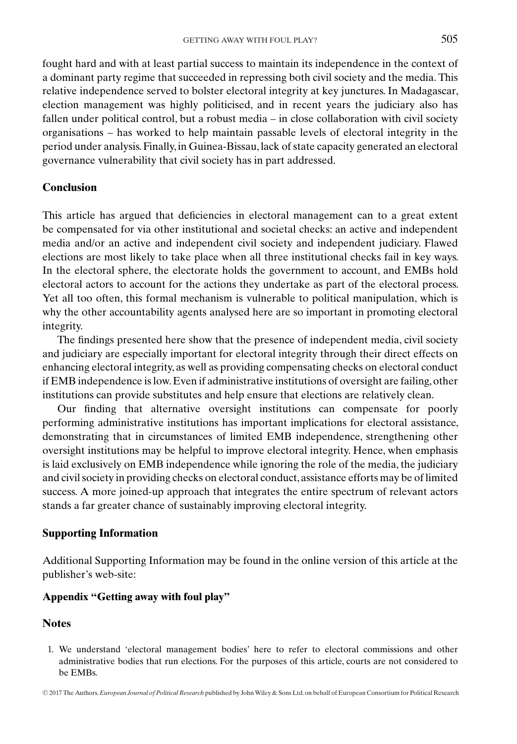fought hard and with at least partial success to maintain its independence in the context of a dominant party regime that succeeded in repressing both civil society and the media. This relative independence served to bolster electoral integrity at key junctures. In Madagascar, election management was highly politicised, and in recent years the judiciary also has fallen under political control, but a robust media – in close collaboration with civil society organisations – has worked to help maintain passable levels of electoral integrity in the period under analysis. Finally, in Guinea-Bissau, lack of state capacity generated an electoral governance vulnerability that civil society has in part addressed.

## Conclusion

This article has argued that deficiencies in electoral management can to a great extent be compensated for via other institutional and societal checks: an active and independent media and/or an active and independent civil society and independent judiciary. Flawed elections are most likely to take place when all three institutional checks fail in key ways. In the electoral sphere, the electorate holds the government to account, and EMBs hold electoral actors to account for the actions they undertake as part of the electoral process. Yet all too often, this formal mechanism is vulnerable to political manipulation, which is why the other accountability agents analysed here are so important in promoting electoral integrity.

The findings presented here show that the presence of independent media, civil society and judiciary are especially important for electoral integrity through their direct effects on enhancing electoral integrity, as well as providing compensating checks on electoral conduct if EMB independence is low. Even if administrative institutions of oversight are failing, other institutions can provide substitutes and help ensure that elections are relatively clean.

Our finding that alternative oversight institutions can compensate for poorly performing administrative institutions has important implications for electoral assistance, demonstrating that in circumstances of limited EMB independence, strengthening other oversight institutions may be helpful to improve electoral integrity. Hence, when emphasis is laid exclusively on EMB independence while ignoring the role of the media, the judiciary and civil society in providing checks on electoral conduct, assistance efforts may be of limited success. A more joined-up approach that integrates the entire spectrum of relevant actors stands a far greater chance of sustainably improving electoral integrity.

## Supporting Information

Additional Supporting Information may be found in the online version of this article at the publisher's web-site:

**Appendix "Getting away with foul play"**

## Notes

1. We understand 'electoral management bodies' here to refer to electoral commissions and other administrative bodies that run elections. For the purposes of this article, courts are not considered to be EMBs.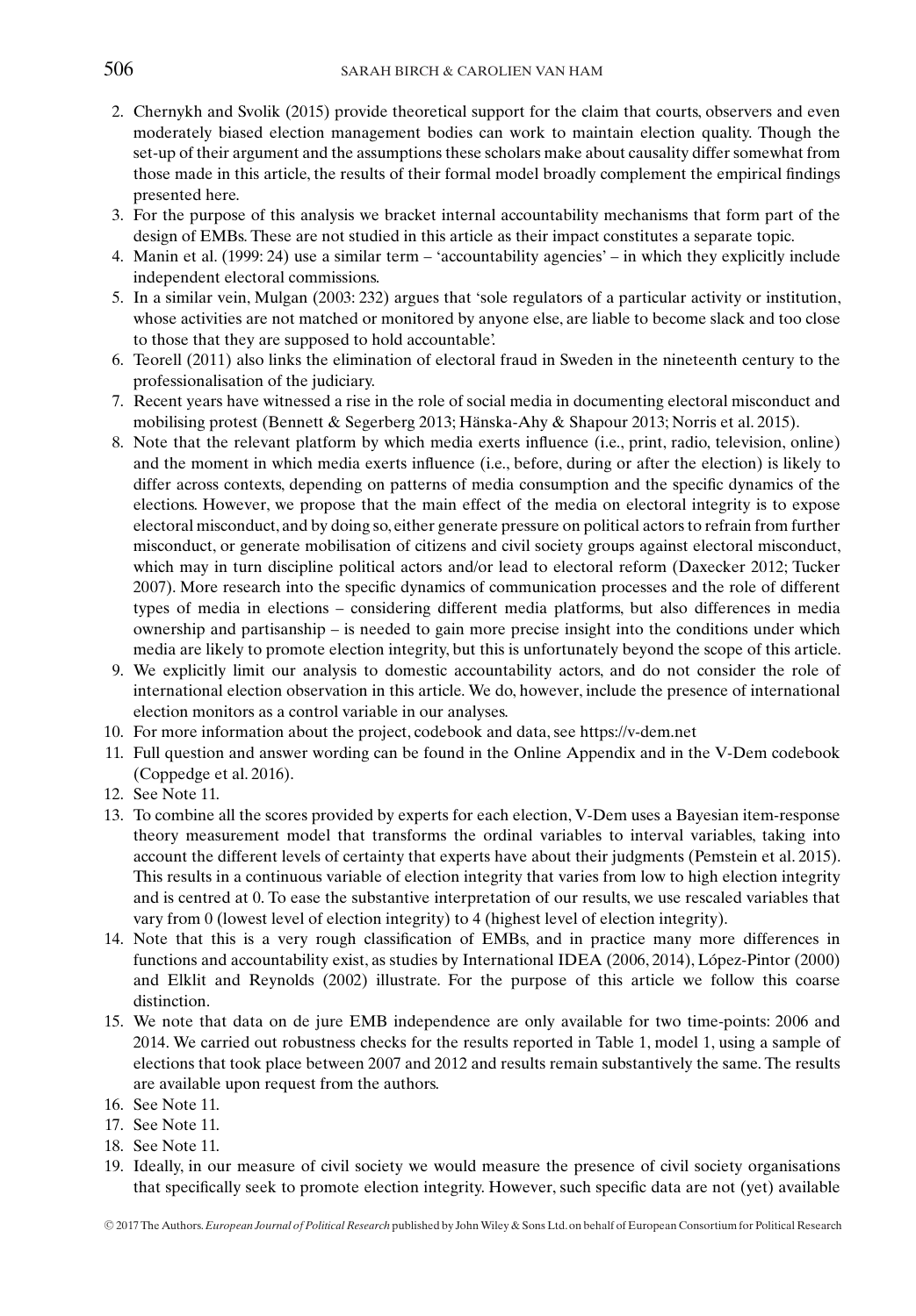2. Chernykh and Svolik (2015) provide theoretical support for the claim that courts, observers and even moderately biased election management bodies can work to maintain election quality. Though the set-up of their argument and the assumptions these scholars make about causality differ somewhat from those made in this article, the results of their formal model broadly complement the empirical findings presented here.
3. For the purpose of this analysis we bracket internal accountability mechanisms that form part of the design of EMBs. These are not studied in this article as their impact constitutes a separate topic.
4. Manin et al. (1999: 24) use a similar term – 'accountability agencies' – in which they explicitly include independent electoral commissions.
5. In a similar vein, Mulgan (2003: 232) argues that 'sole regulators of a particular activity or institution, whose activities are not matched or monitored by anyone else, are liable to become slack and too close to those that they are supposed to hold accountable'.
6. Teorell (2011) also links the elimination of electoral fraud in Sweden in the nineteenth century to the professionalisation of the judiciary.
7. Recent years have witnessed a rise in the role of social media in documenting electoral misconduct and mobilising protest (Bennett & Segerberg 2013; Hänska-Ahy & Shapour 2013; Norris et al. 2015).
8. Note that the relevant platform by which media exerts influence (i.e., print, radio, television, online) and the moment in which media exerts influence (i.e., before, during or after the election) is likely to differ across contexts, depending on patterns of media consumption and the specific dynamics of the elections. However, we propose that the main effect of the media on electoral integrity is to expose electoral misconduct, and by doing so, either generate pressure on political actors to refrain from further misconduct, or generate mobilisation of citizens and civil society groups against electoral misconduct, which may in turn discipline political actors and/or lead to electoral reform (Daxecker 2012; Tucker 2007). More research into the specific dynamics of communication processes and the role of different types of media in elections – considering different media platforms, but also differences in media ownership and partisanship – is needed to gain more precise insight into the conditions under which media are likely to promote election integrity, but this is unfortunately beyond the scope of this article.
9. We explicitly limit our analysis to domestic accountability actors, and do not consider the role of international election observation in this article. We do, however, include the presence of international election monitors as a control variable in our analyses.
10. For more information about the project, codebook and data, see https://v-dem.net
11. Full question and answer wording can be found in the Online Appendix and in the V-Dem codebook (Coppedge et al. 2016).
12. See Note 11.
13. To combine all the scores provided by experts for each election, V-Dem uses a Bayesian item-response theory measurement model that transforms the ordinal variables to interval variables, taking into account the different levels of certainty that experts have about their judgments (Pemstein et al. 2015). This results in a continuous variable of election integrity that varies from low to high election integrity and is centred at 0. To ease the substantive interpretation of our results, we use rescaled variables that vary from 0 (lowest level of election integrity) to 4 (highest level of election integrity).
14. Note that this is a very rough classification of EMBs, and in practice many more differences in functions and accountability exist, as studies by International IDEA (2006, 2014), López-Pintor (2000) and Elklit and Reynolds (2002) illustrate. For the purpose of this article we follow this coarse distinction.
15. We note that data on de jure EMB independence are only available for two time-points: 2006 and 2014. We carried out robustness checks for the results reported in Table 1, model 1, using a sample of elections that took place between 2007 and 2012 and results remain substantively the same. The results are available upon request from the authors.
16. See Note 11.
17. See Note 11.
18. See Note 11.
19. Ideally, in our measure of civil society we would measure the presence of civil society organisations that specifically seek to promote election integrity. However, such specific data are not (yet) available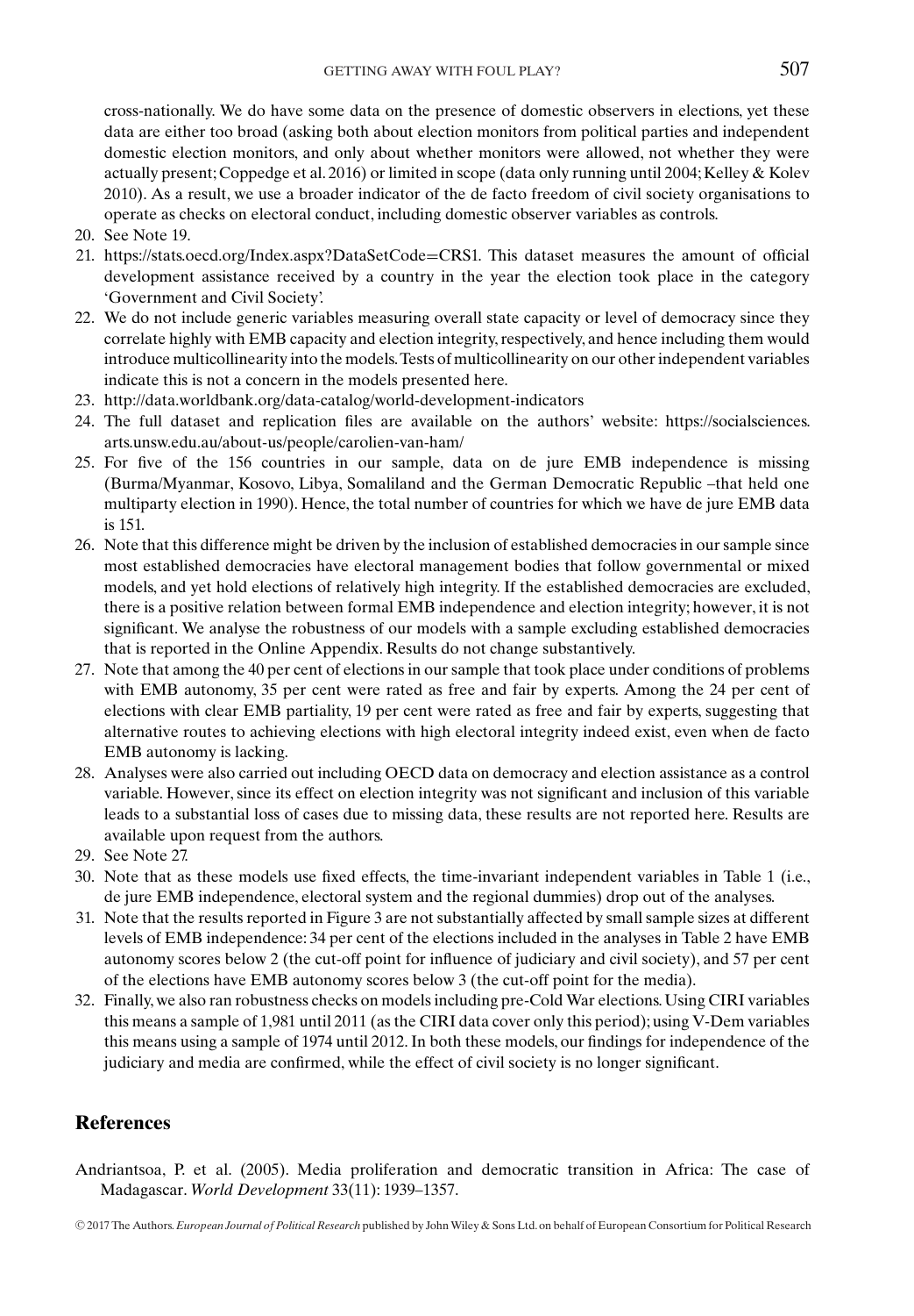cross-nationally. We do have some data on the presence of domestic observers in elections, yet these data are either too broad (asking both about election monitors from political parties and independent domestic election monitors, and only about whether monitors were allowed, not whether they were actually present; Coppedge et al. 2016) or limited in scope (data only running until 2004; Kelley & Kolev 2010). As a result, we use a broader indicator of the de facto freedom of civil society organisations to operate as checks on electoral conduct, including domestic observer variables as controls.

20. See Note 19.
21. https://stats.oecd.org/Index.aspx?DataSetCode=CRS1. This dataset measures the amount of official development assistance received by a country in the year the election took place in the category 'Government and Civil Society'.
22. We do not include generic variables measuring overall state capacity or level of democracy since they correlate highly with EMB capacity and election integrity, respectively, and hence including them would introduce multicollinearity into the models. Tests of multicollinearity on our other independent variables indicate this is not a concern in the models presented here.
23. http://data.worldbank.org/data-catalog/world-development-indicators
24. The full dataset and replication files are available on the authors' website: https://socialsciences.arts.unsw.edu.au/about-us/people/carolien-van-ham/
25. For five of the 156 countries in our sample, data on de jure EMB independence is missing (Burma/Myanmar, Kosovo, Libya, Somaliland and the German Democratic Republic –that held one multiparty election in 1990). Hence, the total number of countries for which we have de jure EMB data is 151.
26. Note that this difference might be driven by the inclusion of established democracies in our sample since most established democracies have electoral management bodies that follow governmental or mixed models, and yet hold elections of relatively high integrity. If the established democracies are excluded, there is a positive relation between formal EMB independence and election integrity; however, it is not significant. We analyse the robustness of our models with a sample excluding established democracies that is reported in the Online Appendix. Results do not change substantively.
27. Note that among the 40 per cent of elections in our sample that took place under conditions of problems with EMB autonomy, 35 per cent were rated as free and fair by experts. Among the 24 per cent of elections with clear EMB partiality, 19 per cent were rated as free and fair by experts, suggesting that alternative routes to achieving elections with high electoral integrity indeed exist, even when de facto EMB autonomy is lacking.
28. Analyses were also carried out including OECD data on democracy and election assistance as a control variable. However, since its effect on election integrity was not significant and inclusion of this variable leads to a substantial loss of cases due to missing data, these results are not reported here. Results are available upon request from the authors.
29. See Note 27.
30. Note that as these models use fixed effects, the time-invariant independent variables in Table 1 (i.e., de jure EMB independence, electoral system and the regional dummies) drop out of the analyses.
31. Note that the results reported in Figure 3 are not substantially affected by small sample sizes at different levels of EMB independence: 34 per cent of the elections included in the analyses in Table 2 have EMB autonomy scores below 2 (the cut-off point for influence of judiciary and civil society), and 57 per cent of the elections have EMB autonomy scores below 3 (the cut-off point for the media).
32. Finally, we also ran robustness checks on models including pre-Cold War elections. Using CIRI variables this means a sample of 1,981 until 2011 (as the CIRI data cover only this period); using V-Dem variables this means using a sample of 1974 until 2012. In both these models, our findings for independence of the judiciary and media are confirmed, while the effect of civil society is no longer significant.

## References

Andriantsoa, P. et al. (2005). Media proliferation and democratic transition in Africa: The case of Madagascar. *World Development* 33(11): 1939–1357.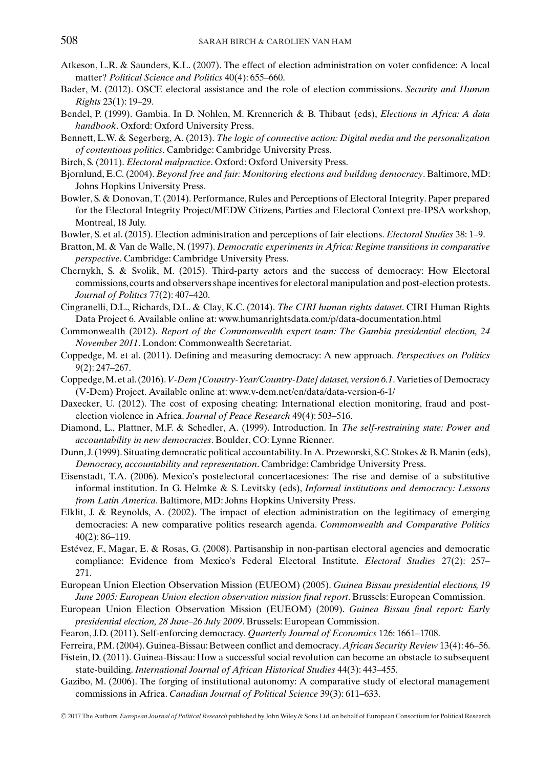Atkeson, L.R. & Saunders, K.L. (2007). The effect of election administration on voter confidence: A local matter? *Political Science and Politics* 40(4): 655–660.

Bader, M. (2012). OSCE electoral assistance and the role of election commissions. *Security and Human Rights* 23(1): 19–29.

Bendel, P. (1999). Gambia. In D. Nohlen, M. Krennerich & B. Thibaut (eds), *Elections in Africa: A data handbook*. Oxford: Oxford University Press.

Bennett, L.W. & Segerberg, A. (2013). *The logic of connective action: Digital media and the personalization of contentious politics*. Cambridge: Cambridge University Press.

Birch, S. (2011). *Electoral malpractice*. Oxford: Oxford University Press.

Bjornlund, E.C. (2004). *Beyond free and fair: Monitoring elections and building democracy*. Baltimore, MD: Johns Hopkins University Press.

Bowler, S. & Donovan, T. (2014). Performance, Rules and Perceptions of Electoral Integrity. Paper prepared for the Electoral Integrity Project/MEDW Citizens, Parties and Electoral Context pre-IPSA workshop, Montreal, 18 July.

Bowler, S. et al. (2015). Election administration and perceptions of fair elections. *Electoral Studies* 38: 1–9.

Bratton, M. & Van de Walle, N. (1997). *Democratic experiments in Africa: Regime transitions in comparative perspective*. Cambridge: Cambridge University Press.

Chernykh, S. & Svolik, M. (2015). Third-party actors and the success of democracy: How Electoral commissions, courts and observers shape incentives for electoral manipulation and post-election protests. *Journal of Politics* 77(2): 407–420.

Cingranelli, D.L., Richards, D.L. & Clay, K.C. (2014). *The CIRI human rights dataset*. CIRI Human Rights Data Project 6. Available online at: www.humanrightsdata.com/p/data-documentation.html

Commonwealth (2012). *Report of the Commonwealth expert team: The Gambia presidential election, 24 November 2011*. London: Commonwealth Secretariat.

Coppedge, M. et al. (2011). Defining and measuring democracy: A new approach. *Perspectives on Politics* 9(2): 247–267.

Coppedge, M. et al. (2016). *V-Dem [Country-Year/Country-Date] dataset, version 6.1*. Varieties of Democracy (V-Dem) Project. Available online at: www.v-dem.net/en/data/data-version-6-1/

Daxecker, U. (2012). The cost of exposing cheating: International election monitoring, fraud and post-election violence in Africa. *Journal of Peace Research* 49(4): 503–516.

Diamond, L., Plattner, M.F. & Schedler, A. (1999). Introduction. In *The self-restraining state: Power and accountability in new democracies*. Boulder, CO: Lynne Rienner.

Dunn, J. (1999). Situating democratic political accountability. In A. Przeworski, S.C. Stokes & B. Manin (eds), *Democracy, accountability and representation*. Cambridge: Cambridge University Press.

Eisenstadt, T.A. (2006). Mexico's postelectoral concertacesiones: The rise and demise of a substitutive informal institution. In G. Helmke & S. Levitsky (eds), *Informal institutions and democracy: Lessons from Latin America*. Baltimore, MD: Johns Hopkins University Press.

Elklit, J. & Reynolds, A. (2002). The impact of election administration on the legitimacy of emerging democracies: A new comparative politics research agenda. *Commonwealth and Comparative Politics* 40(2): 86–119.

Estévez, F., Magar, E. & Rosas, G. (2008). Partisanship in non-partisan electoral agencies and democratic compliance: Evidence from Mexico's Federal Electoral Institute. *Electoral Studies* 27(2): 257–271.

European Union Election Observation Mission (EUEOM) (2005). *Guinea Bissau presidential elections, 19 June 2005: European Union election observation mission final report*. Brussels: European Commission.

European Union Election Observation Mission (EUEOM) (2009). *Guinea Bissau final report: Early presidential election, 28 June–26 July 2009*. Brussels: European Commission.

Fearon, J.D. (2011). Self-enforcing democracy. *Quarterly Journal of Economics* 126: 1661–1708.

Ferreira, P.M. (2004). Guinea-Bissau: Between conflict and democracy. *African Security Review* 13(4): 46–56.

Fistein, D. (2011). Guinea-Bissau: How a successful social revolution can become an obstacle to subsequent state-building. *International Journal of African Historical Studies* 44(3): 443–455.

Gazibo, M. (2006). The forging of institutional autonomy: A comparative study of electoral management commissions in Africa. *Canadian Journal of Political Science* 39(3): 611–633.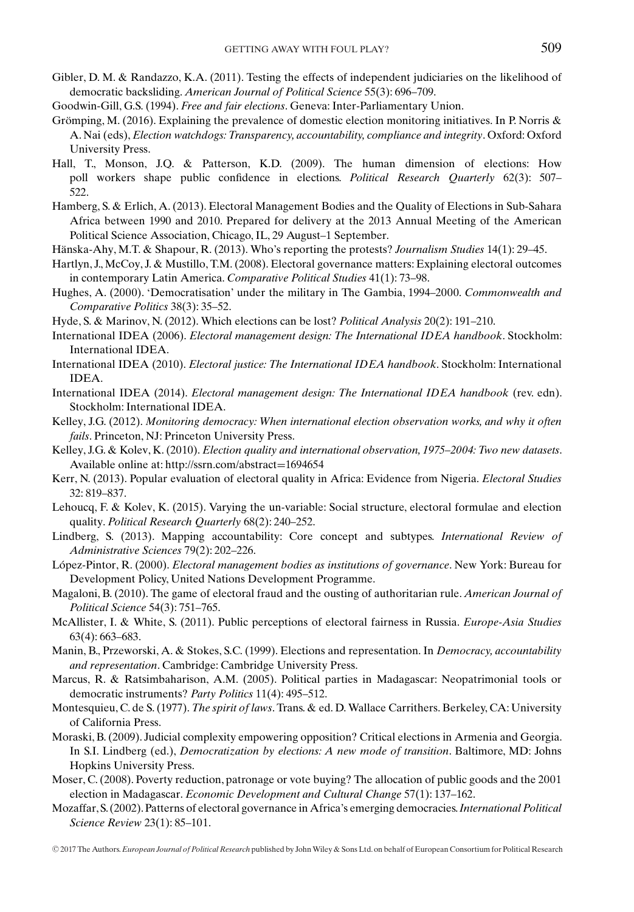Gibler, D. M. & Randazzo, K.A. (2011). Testing the effects of independent judiciaries on the likelihood of democratic backsliding. *American Journal of Political Science* 55(3): 696–709.

Goodwin-Gill, G.S. (1994). *Free and fair elections*. Geneva: Inter-Parliamentary Union.

Grömping, M. (2016). Explaining the prevalence of domestic election monitoring initiatives. In P. Norris & A. Nai (eds), *Election watchdogs: Transparency, accountability, compliance and integrity*. Oxford: Oxford University Press.

Hall, T., Monson, J.Q. & Patterson, K.D. (2009). The human dimension of elections: How poll workers shape public confidence in elections. *Political Research Quarterly* 62(3): 507–522.

Hamberg, S. & Erlich, A. (2013). Electoral Management Bodies and the Quality of Elections in Sub-Sahara Africa between 1990 and 2010. Prepared for delivery at the 2013 Annual Meeting of the American Political Science Association, Chicago, IL, 29 August–1 September.

Hänska-Ahy, M.T. & Shapour, R. (2013). Who's reporting the protests? *Journalism Studies* 14(1): 29–45.

Hartlyn, J., McCoy, J. & Mustillo, T.M. (2008). Electoral governance matters: Explaining electoral outcomes in contemporary Latin America. *Comparative Political Studies* 41(1): 73–98.

Hughes, A. (2000). 'Democratisation' under the military in The Gambia, 1994–2000. *Commonwealth and Comparative Politics* 38(3): 35–52.

Hyde, S. & Marinov, N. (2012). Which elections can be lost? *Political Analysis* 20(2): 191–210.

International IDEA (2006). *Electoral management design: The International IDEA handbook*. Stockholm: International IDEA.

International IDEA (2010). *Electoral justice: The International IDEA handbook*. Stockholm: International IDEA.

International IDEA (2014). *Electoral management design: The International IDEA handbook* (rev. edn). Stockholm: International IDEA.

Kelley, J.G. (2012). *Monitoring democracy: When international election observation works, and why it often fails*. Princeton, NJ: Princeton University Press.

Kelley, J.G. & Kolev, K. (2010). *Election quality and international observation, 1975–2004: Two new datasets*. Available online at: http://ssrn.com/abstract=1694654

Kerr, N. (2013). Popular evaluation of electoral quality in Africa: Evidence from Nigeria. *Electoral Studies* 32: 819–837.

Lehoucq, F. & Kolev, K. (2015). Varying the un-variable: Social structure, electoral formulae and election quality. *Political Research Quarterly* 68(2): 240–252.

Lindberg, S. (2013). Mapping accountability: Core concept and subtypes. *International Review of Administrative Sciences* 79(2): 202–226.

López-Pintor, R. (2000). *Electoral management bodies as institutions of governance*. New York: Bureau for Development Policy, United Nations Development Programme.

Magaloni, B. (2010). The game of electoral fraud and the ousting of authoritarian rule. *American Journal of Political Science* 54(3): 751–765.

McAllister, I. & White, S. (2011). Public perceptions of electoral fairness in Russia. *Europe-Asia Studies* 63(4): 663–683.

Manin, B., Przeworski, A. & Stokes, S.C. (1999). Elections and representation. In *Democracy, accountability and representation*. Cambridge: Cambridge University Press.

Marcus, R. & Ratsimbaharison, A.M. (2005). Political parties in Madagascar: Neopatrimonial tools or democratic instruments? *Party Politics* 11(4): 495–512.

Montesquieu, C. de S. (1977). *The spirit of laws*. Trans. & ed. D. Wallace Carrithers. Berkeley, CA: University of California Press.

Moraski, B. (2009). Judicial complexity empowering opposition? Critical elections in Armenia and Georgia. In S.I. Lindberg (ed.), *Democratization by elections: A new mode of transition*. Baltimore, MD: Johns Hopkins University Press.

Moser, C. (2008). Poverty reduction, patronage or vote buying? The allocation of public goods and the 2001 election in Madagascar. *Economic Development and Cultural Change* 57(1): 137–162.

Mozaffar, S. (2002). Patterns of electoral governance in Africa's emerging democracies. *International Political Science Review* 23(1): 85–101.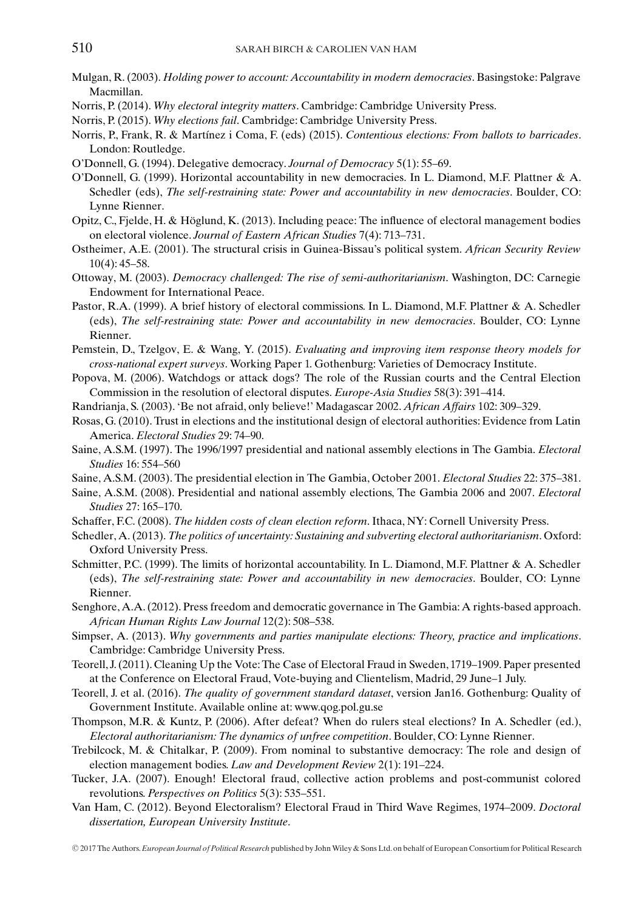Mulgan, R. (2003). *Holding power to account: Accountability in modern democracies*. Basingstoke: Palgrave Macmillan.

Norris, P. (2014). *Why electoral integrity matters*. Cambridge: Cambridge University Press.

Norris, P. (2015). *Why elections fail*. Cambridge: Cambridge University Press.

Norris, P., Frank, R. & Martínez i Coma, F. (eds) (2015). *Contentious elections: From ballots to barricades*. London: Routledge.

O'Donnell, G. (1994). Delegative democracy. *Journal of Democracy* 5(1): 55–69.

O'Donnell, G. (1999). Horizontal accountability in new democracies. In L. Diamond, M.F. Plattner & A. Schedler (eds), *The self-restraining state: Power and accountability in new democracies*. Boulder, CO: Lynne Rienner.

Opitz, C., Fjelde, H. & Höglund, K. (2013). Including peace: The influence of electoral management bodies on electoral violence. *Journal of Eastern African Studies* 7(4): 713–731.

Ostheimer, A.E. (2001). The structural crisis in Guinea-Bissau's political system. *African Security Review* 10(4): 45–58.

Ottoway, M. (2003). *Democracy challenged: The rise of semi-authoritarianism*. Washington, DC: Carnegie Endowment for International Peace.

Pastor, R.A. (1999). A brief history of electoral commissions. In L. Diamond, M.F. Plattner & A. Schedler (eds), *The self-restraining state: Power and accountability in new democracies*. Boulder, CO: Lynne Rienner.

Pemstein, D., Tzelgov, E. & Wang, Y. (2015). *Evaluating and improving item response theory models for cross-national expert surveys*. Working Paper 1. Gothenburg: Varieties of Democracy Institute.

Popova, M. (2006). Watchdogs or attack dogs? The role of the Russian courts and the Central Election Commission in the resolution of electoral disputes. *Europe-Asia Studies* 58(3): 391–414.

Randrianja, S. (2003). 'Be not afraid, only believe!' Madagascar 2002. *African Affairs* 102: 309–329.

Rosas, G. (2010). Trust in elections and the institutional design of electoral authorities: Evidence from Latin America. *Electoral Studies* 29: 74–90.

Saine, A.S.M. (1997). The 1996/1997 presidential and national assembly elections in The Gambia. *Electoral Studies* 16: 554–560

Saine, A.S.M. (2003). The presidential election in The Gambia, October 2001. *Electoral Studies* 22: 375–381.

Saine, A.S.M. (2008). Presidential and national assembly elections, The Gambia 2006 and 2007. *Electoral Studies* 27: 165–170.

Schaffer, F.C. (2008). *The hidden costs of clean election reform*. Ithaca, NY: Cornell University Press.

Schedler, A. (2013). *The politics of uncertainty: Sustaining and subverting electoral authoritarianism*. Oxford: Oxford University Press.

Schmitter, P.C. (1999). The limits of horizontal accountability. In L. Diamond, M.F. Plattner & A. Schedler (eds), *The self-restraining state: Power and accountability in new democracies*. Boulder, CO: Lynne Rienner.

Senghore, A.A. (2012). Press freedom and democratic governance in The Gambia: A rights-based approach. *African Human Rights Law Journal* 12(2): 508–538.

Simpser, A. (2013). *Why governments and parties manipulate elections: Theory, practice and implications*. Cambridge: Cambridge University Press.

Teorell, J. (2011). Cleaning Up the Vote: The Case of Electoral Fraud in Sweden, 1719–1909. Paper presented at the Conference on Electoral Fraud, Vote-buying and Clientelism, Madrid, 29 June–1 July.

Teorell, J. et al. (2016). *The quality of government standard dataset*, version Jan16. Gothenburg: Quality of Government Institute. Available online at: www.qog.pol.gu.se

Thompson, M.R. & Kuntz, P. (2006). After defeat? When do rulers steal elections? In A. Schedler (ed.), *Electoral authoritarianism: The dynamics of unfree competition*. Boulder, CO: Lynne Rienner.

Trebilcock, M. & Chitalkar, P. (2009). From nominal to substantive democracy: The role and design of election management bodies. *Law and Development Review* 2(1): 191–224.

Tucker, J.A. (2007). Enough! Electoral fraud, collective action problems and post-communist colored revolutions. *Perspectives on Politics* 5(3): 535–551.

Van Ham, C. (2012). Beyond Electoralism? Electoral Fraud in Third Wave Regimes, 1974–2009. *Doctoral dissertation, European University Institute*.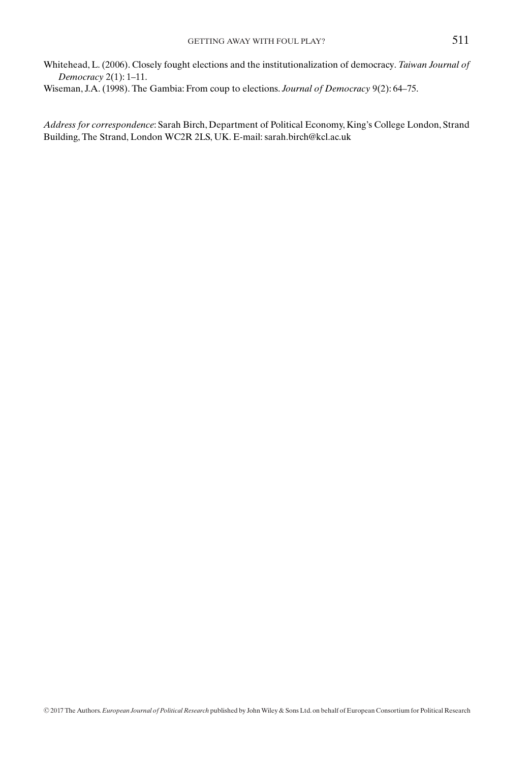Whitehead, L. (2006). Closely fought elections and the institutionalization of democracy. *Taiwan Journal of Democracy* 2(1): 1–11.

Wiseman, J.A. (1998). The Gambia: From coup to elections. *Journal of Democracy* 9(2): 64–75.

*Address for correspondence*: Sarah Birch, Department of Political Economy, King's College London, Strand Building, The Strand, London WC2R 2LS, UK. E-mail: sarah.birch@kcl.ac.uk